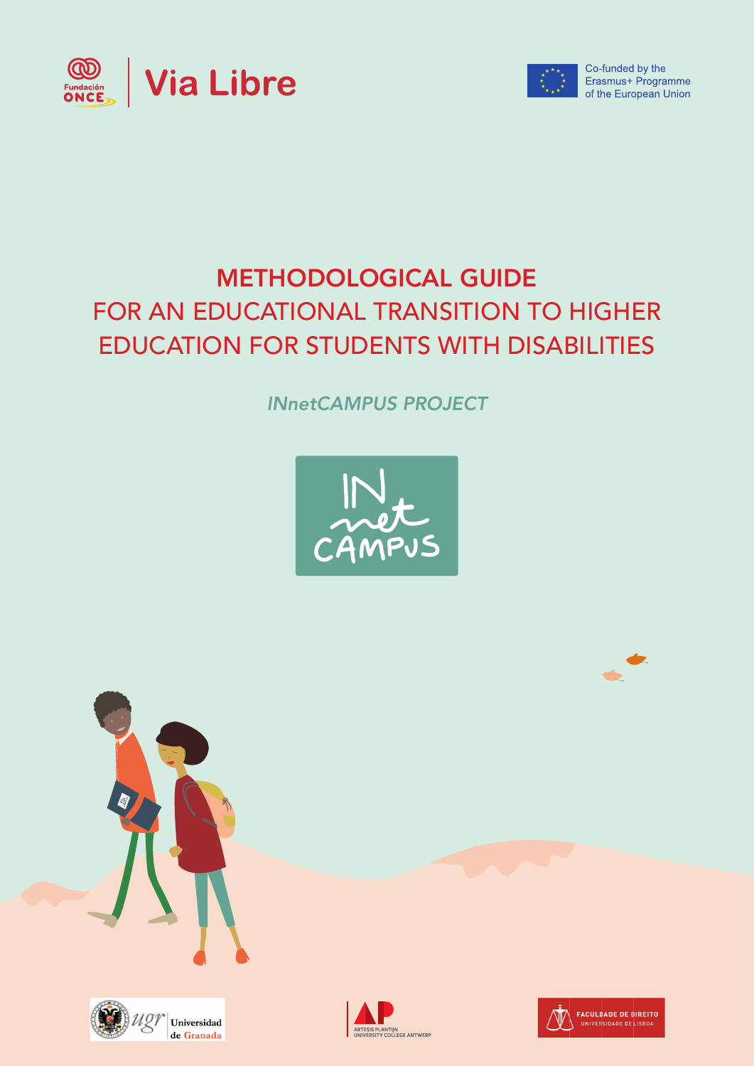Fundación ONCE | Via Libre

Co-funded by the Erasmus+ Programme of the European Union

# METHODOLOGICAL GUIDE
## FOR AN EDUCATIONAL TRANSITION TO HIGHER EDUCATION FOR STUDENTS WITH DISABILITIES

*INnetCAMPUS PROJECT*

IN net CAMPUS

ugr Universidad de Granada

AP ARTESIS PLANTIJN UNIVERSITY COLLEGE ANTWERP

FACULDADE DE DIREITO UNIVERSIDADE DE LISBOA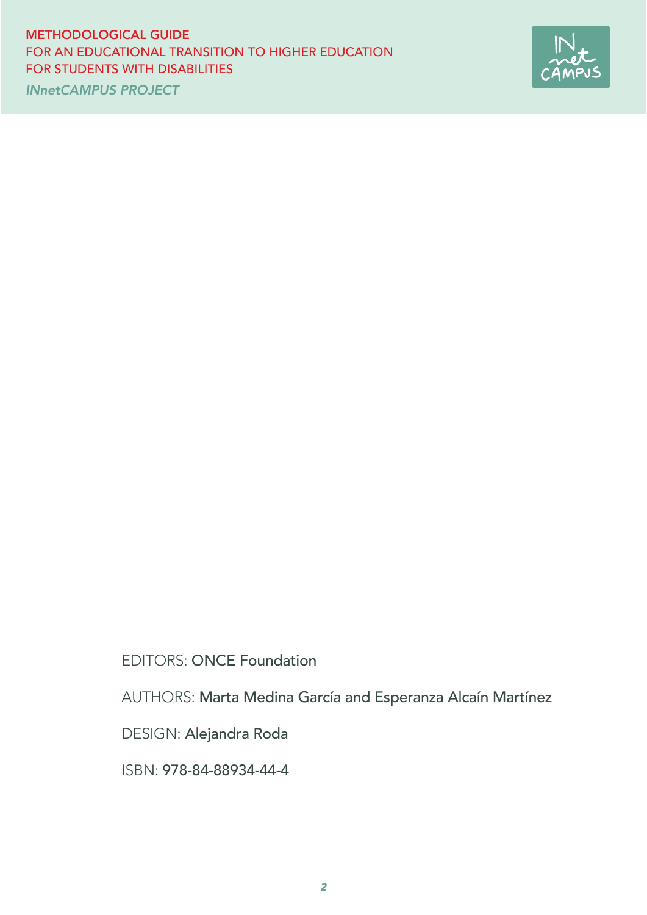EDITORS: ONCE Foundation

AUTHORS: Marta Medina García and Esperanza Alcaín Martínez

DESIGN: Alejandra Roda

ISBN: 978-84-88934-44-4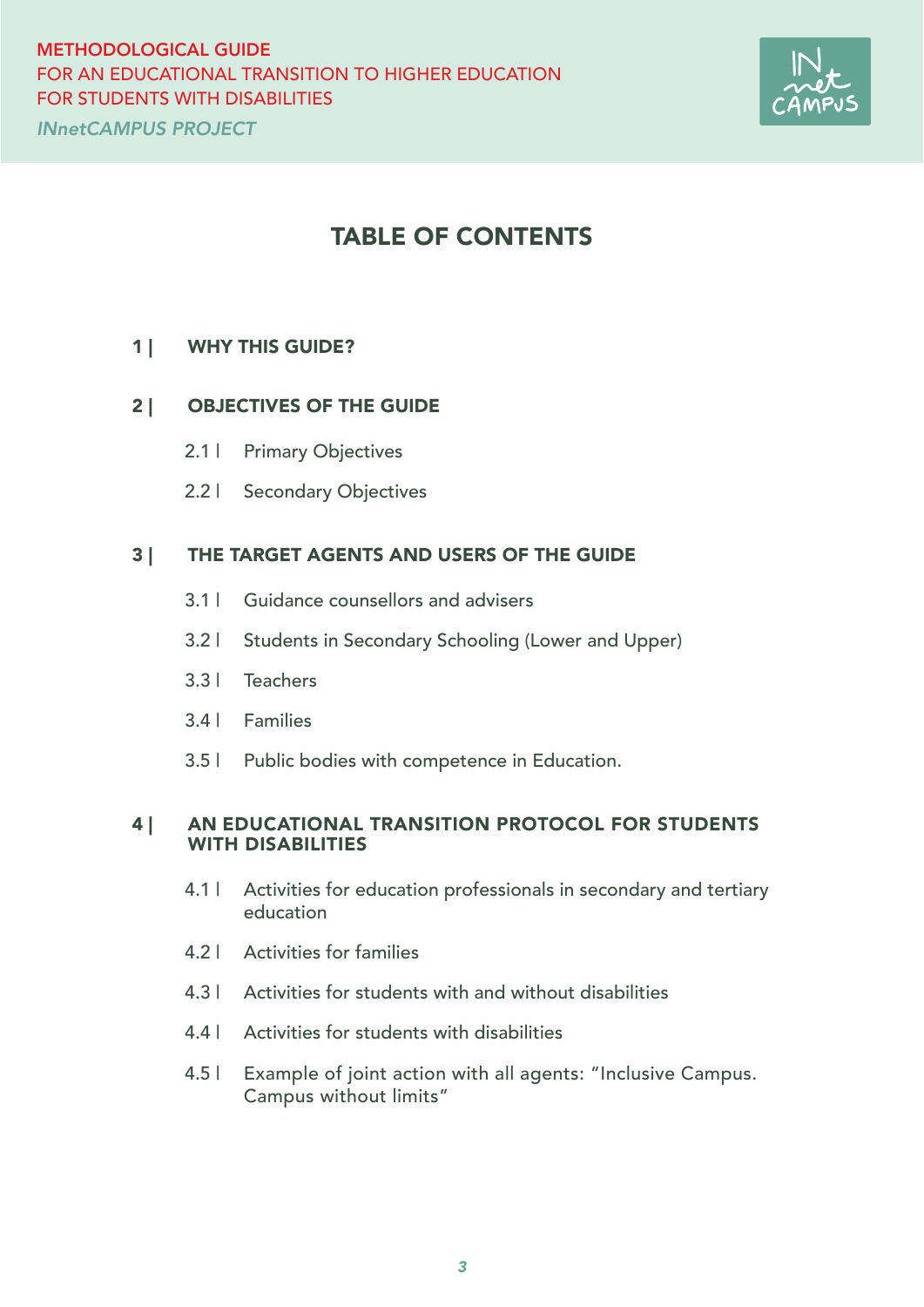# TABLE OF CONTENTS

**1 | WHY THIS GUIDE?**

**2 | OBJECTIVES OF THE GUIDE**

- 2.1 | Primary Objectives
- 2.2 | Secondary Objectives

**3 | THE TARGET AGENTS AND USERS OF THE GUIDE**

- 3.1 | Guidance counsellors and advisers
- 3.2 | Students in Secondary Schooling (Lower and Upper)
- 3.3 | Teachers
- 3.4 | Families
- 3.5 | Public bodies with competence in Education.

**4 | AN EDUCATIONAL TRANSITION PROTOCOL FOR STUDENTS WITH DISABILITIES**

- 4.1 | Activities for education professionals in secondary and tertiary education
- 4.2 | Activities for families
- 4.3 | Activities for students with and without disabilities
- 4.4 | Activities for students with disabilities
- 4.5 | Example of joint action with all agents: "Inclusive Campus. Campus without limits"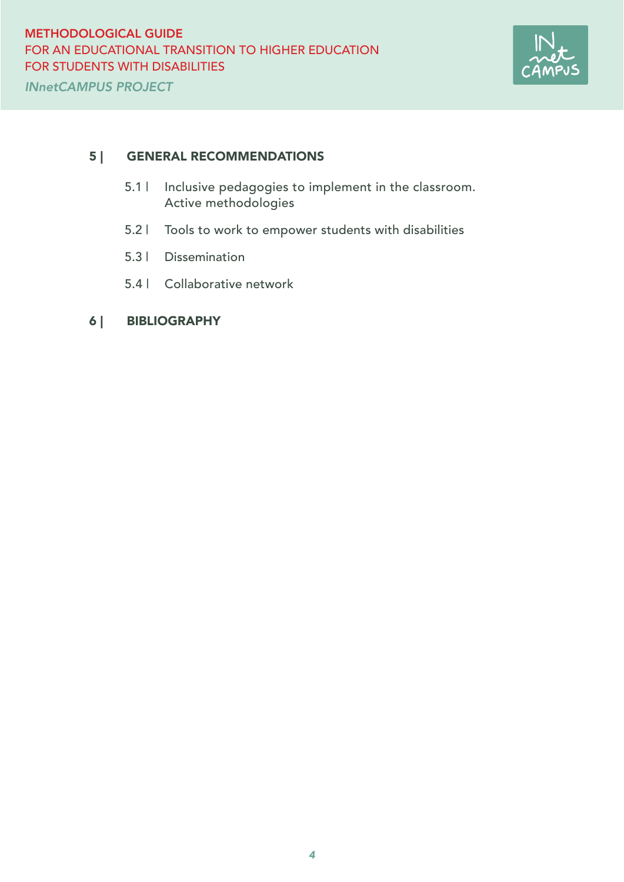5 | **GENERAL RECOMMENDATIONS**

- 5.1 | Inclusive pedagogies to implement in the classroom. Active methodologies
- 5.2 | Tools to work to empower students with disabilities
- 5.3 | Dissemination
- 5.4 | Collaborative network

6 | **BIBLIOGRAPHY**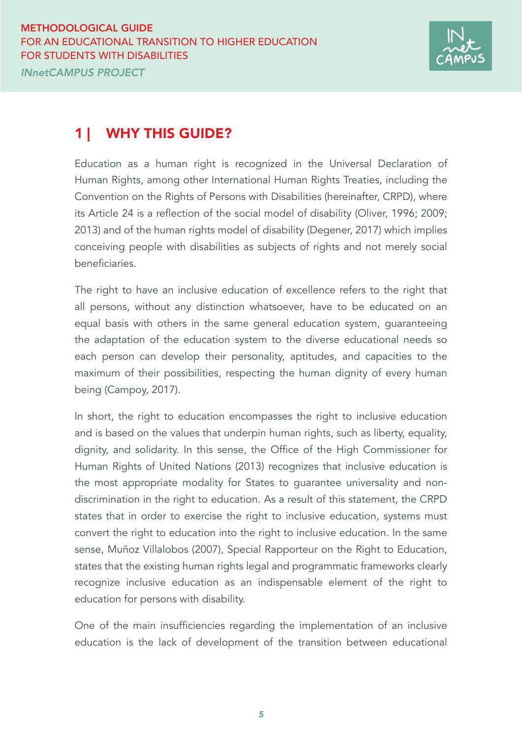## 1 | WHY THIS GUIDE?

Education as a human right is recognized in the Universal Declaration of Human Rights, among other International Human Rights Treaties, including the Convention on the Rights of Persons with Disabilities (hereinafter, CRPD), where its Article 24 is a reflection of the social model of disability (Oliver, 1996; 2009; 2013) and of the human rights model of disability (Degener, 2017) which implies conceiving people with disabilities as subjects of rights and not merely social beneficiaries.

The right to have an inclusive education of excellence refers to the right that all persons, without any distinction whatsoever, have to be educated on an equal basis with others in the same general education system, guaranteeing the adaptation of the education system to the diverse educational needs so each person can develop their personality, aptitudes, and capacities to the maximum of their possibilities, respecting the human dignity of every human being (Campoy, 2017).

In short, the right to education encompasses the right to inclusive education and is based on the values that underpin human rights, such as liberty, equality, dignity, and solidarity. In this sense, the Office of the High Commissioner for Human Rights of United Nations (2013) recognizes that inclusive education is the most appropriate modality for States to guarantee universality and non-discrimination in the right to education. As a result of this statement, the CRPD states that in order to exercise the right to inclusive education, systems must convert the right to education into the right to inclusive education. In the same sense, Muñoz Villalobos (2007), Special Rapporteur on the Right to Education, states that the existing human rights legal and programmatic frameworks clearly recognize inclusive education as an indispensable element of the right to education for persons with disability.

One of the main insufficiencies regarding the implementation of an inclusive education is the lack of development of the transition between educational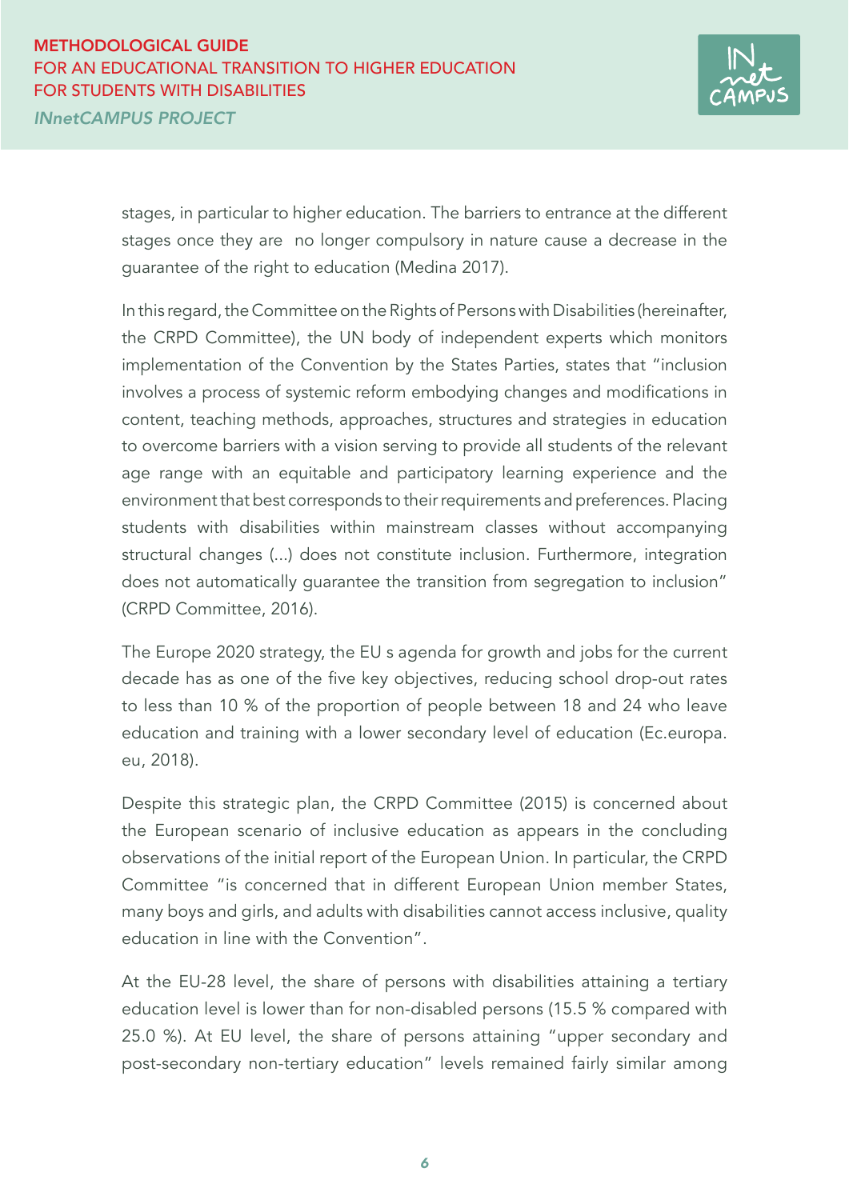stages, in particular to higher education. The barriers to entrance at the different stages once they are no longer compulsory in nature cause a decrease in the guarantee of the right to education (Medina 2017).

In this regard, the Committee on the Rights of Persons with Disabilities (hereinafter, the CRPD Committee), the UN body of independent experts which monitors implementation of the Convention by the States Parties, states that "inclusion involves a process of systemic reform embodying changes and modifications in content, teaching methods, approaches, structures and strategies in education to overcome barriers with a vision serving to provide all students of the relevant age range with an equitable and participatory learning experience and the environment that best corresponds to their requirements and preferences. Placing students with disabilities within mainstream classes without accompanying structural changes (...) does not constitute inclusion. Furthermore, integration does not automatically guarantee the transition from segregation to inclusion" (CRPD Committee, 2016).

The Europe 2020 strategy, the EU s agenda for growth and jobs for the current decade has as one of the five key objectives, reducing school drop-out rates to less than 10 % of the proportion of people between 18 and 24 who leave education and training with a lower secondary level of education (Ec.europa.eu, 2018).

Despite this strategic plan, the CRPD Committee (2015) is concerned about the European scenario of inclusive education as appears in the concluding observations of the initial report of the European Union. In particular, the CRPD Committee "is concerned that in different European Union member States, many boys and girls, and adults with disabilities cannot access inclusive, quality education in line with the Convention".

At the EU-28 level, the share of persons with disabilities attaining a tertiary education level is lower than for non-disabled persons (15.5 % compared with 25.0 %). At EU level, the share of persons attaining "upper secondary and post-secondary non-tertiary education" levels remained fairly similar among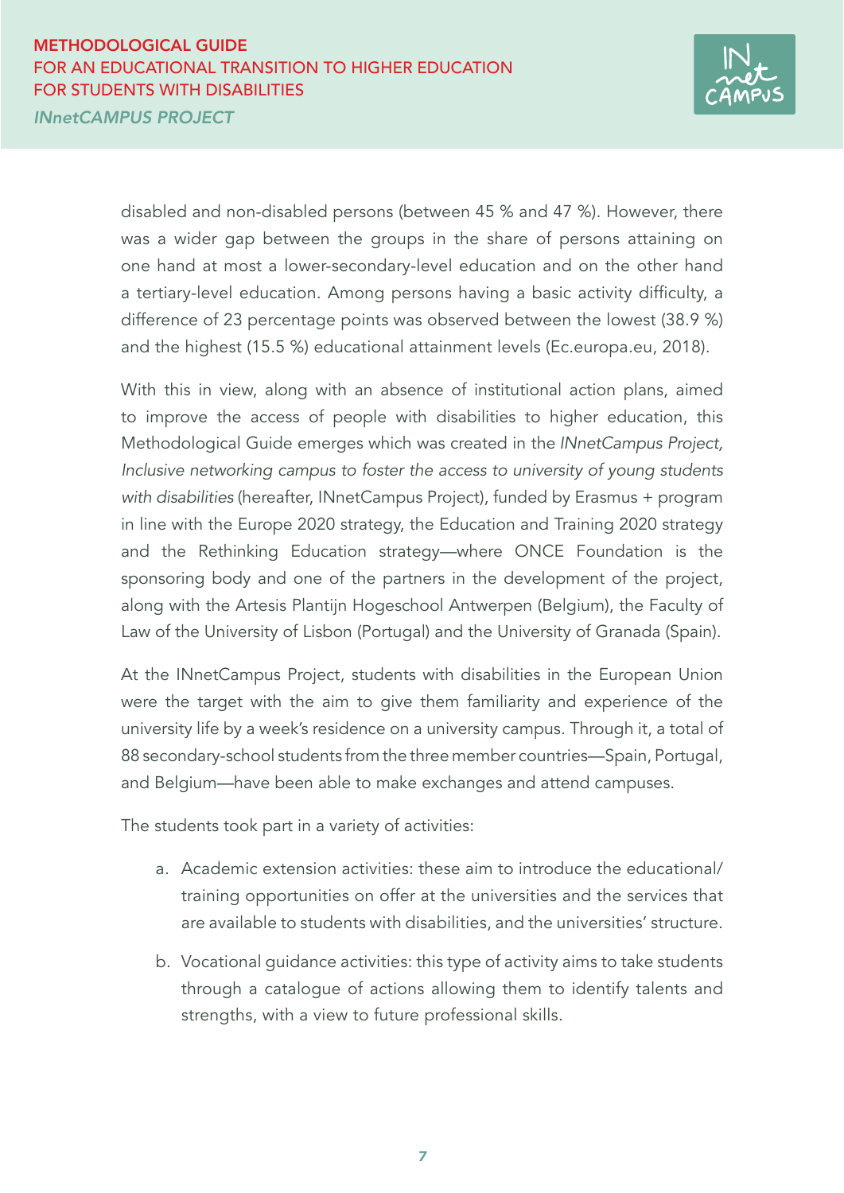disabled and non-disabled persons (between 45 % and 47 %). However, there was a wider gap between the groups in the share of persons attaining on one hand at most a lower-secondary-level education and on the other hand a tertiary-level education. Among persons having a basic activity difficulty, a difference of 23 percentage points was observed between the lowest (38.9 %) and the highest (15.5 %) educational attainment levels (Ec.europa.eu, 2018).

With this in view, along with an absence of institutional action plans, aimed to improve the access of people with disabilities to higher education, this Methodological Guide emerges which was created in the *INnetCampus Project, Inclusive networking campus to foster the access to university of young students with disabilities* (hereafter, INnetCampus Project), funded by Erasmus + program in line with the Europe 2020 strategy, the Education and Training 2020 strategy and the Rethinking Education strategy—where ONCE Foundation is the sponsoring body and one of the partners in the development of the project, along with the Artesis Plantijn Hogeschool Antwerpen (Belgium), the Faculty of Law of the University of Lisbon (Portugal) and the University of Granada (Spain).

At the INnetCampus Project, students with disabilities in the European Union were the target with the aim to give them familiarity and experience of the university life by a week's residence on a university campus. Through it, a total of 88 secondary-school students from the three member countries—Spain, Portugal, and Belgium—have been able to make exchanges and attend campuses.

The students took part in a variety of activities:

a. Academic extension activities: these aim to introduce the educational/training opportunities on offer at the universities and the services that are available to students with disabilities, and the universities' structure.

b. Vocational guidance activities: this type of activity aims to take students through a catalogue of actions allowing them to identify talents and strengths, with a view to future professional skills.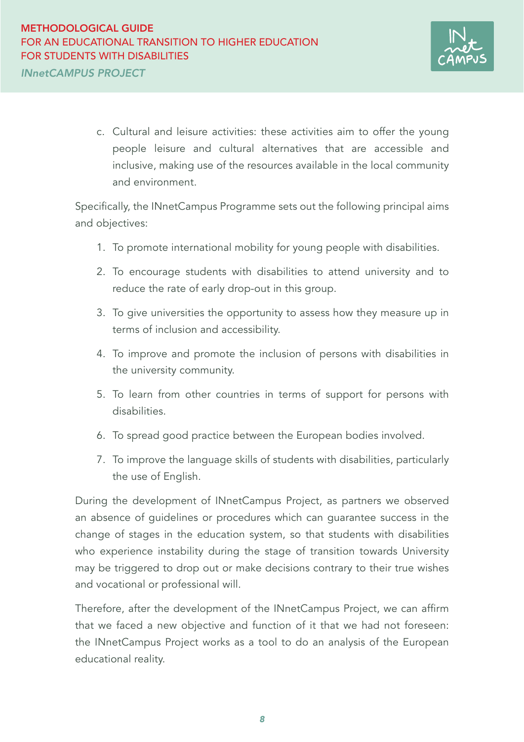c. Cultural and leisure activities: these activities aim to offer the young people leisure and cultural alternatives that are accessible and inclusive, making use of the resources available in the local community and environment.

Specifically, the INnetCampus Programme sets out the following principal aims and objectives:

1. To promote international mobility for young people with disabilities.
2. To encourage students with disabilities to attend university and to reduce the rate of early drop-out in this group.
3. To give universities the opportunity to assess how they measure up in terms of inclusion and accessibility.
4. To improve and promote the inclusion of persons with disabilities in the university community.
5. To learn from other countries in terms of support for persons with disabilities.
6. To spread good practice between the European bodies involved.
7. To improve the language skills of students with disabilities, particularly the use of English.

During the development of INnetCampus Project, as partners we observed an absence of guidelines or procedures which can guarantee success in the change of stages in the education system, so that students with disabilities who experience instability during the stage of transition towards University may be triggered to drop out or make decisions contrary to their true wishes and vocational or professional will.

Therefore, after the development of the INnetCampus Project, we can affirm that we faced a new objective and function of it that we had not foreseen: the INnetCampus Project works as a tool to do an analysis of the European educational reality.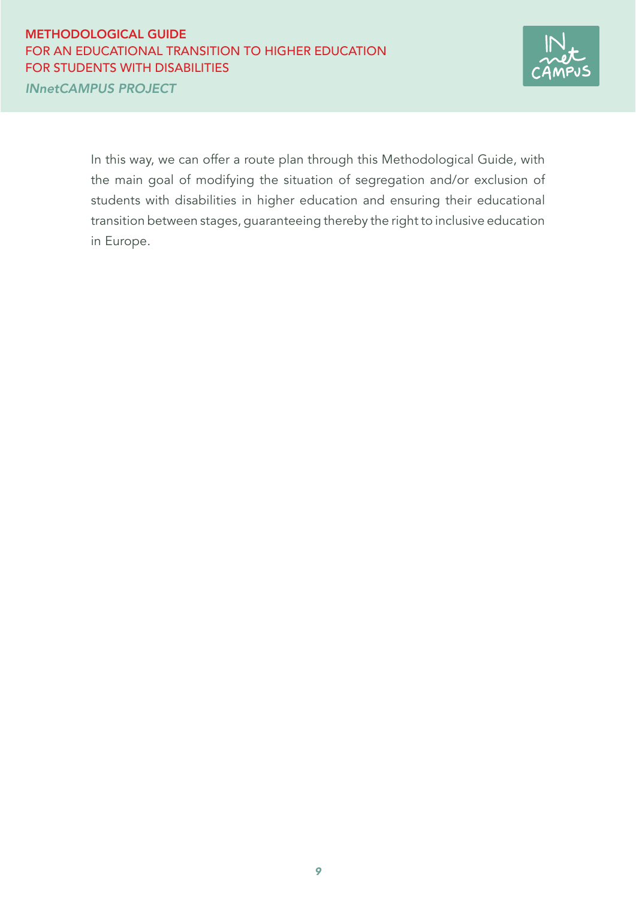In this way, we can offer a route plan through this Methodological Guide, with the main goal of modifying the situation of segregation and/or exclusion of students with disabilities in higher education and ensuring their educational transition between stages, guaranteeing thereby the right to inclusive education in Europe.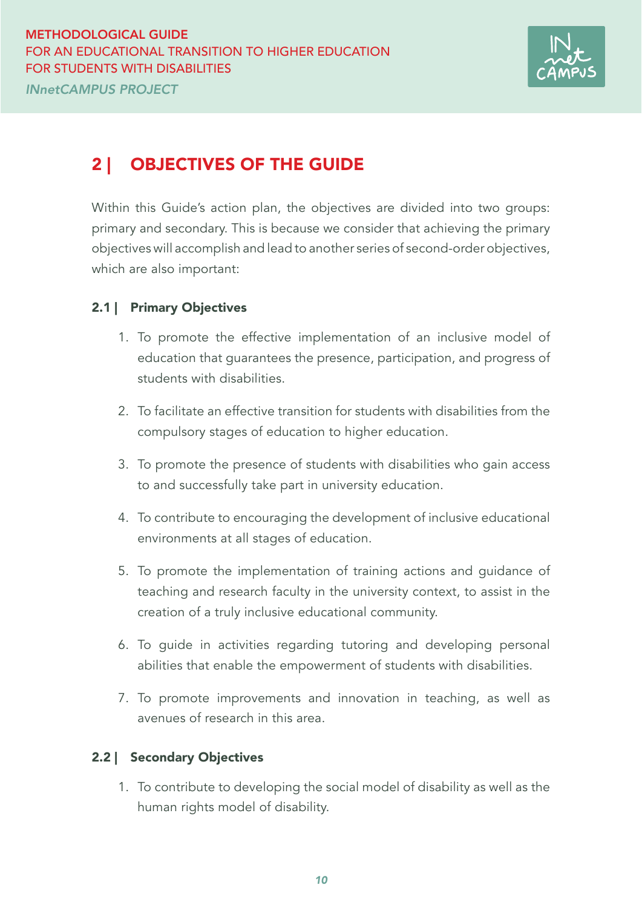## 2 | OBJECTIVES OF THE GUIDE

Within this Guide's action plan, the objectives are divided into two groups: primary and secondary. This is because we consider that achieving the primary objectives will accomplish and lead to another series of second-order objectives, which are also important:

### 2.1 | Primary Objectives

1. To promote the effective implementation of an inclusive model of education that guarantees the presence, participation, and progress of students with disabilities.
2. To facilitate an effective transition for students with disabilities from the compulsory stages of education to higher education.
3. To promote the presence of students with disabilities who gain access to and successfully take part in university education.
4. To contribute to encouraging the development of inclusive educational environments at all stages of education.
5. To promote the implementation of training actions and guidance of teaching and research faculty in the university context, to assist in the creation of a truly inclusive educational community.
6. To guide in activities regarding tutoring and developing personal abilities that enable the empowerment of students with disabilities.
7. To promote improvements and innovation in teaching, as well as avenues of research in this area.

### 2.2 | Secondary Objectives

1. To contribute to developing the social model of disability as well as the human rights model of disability.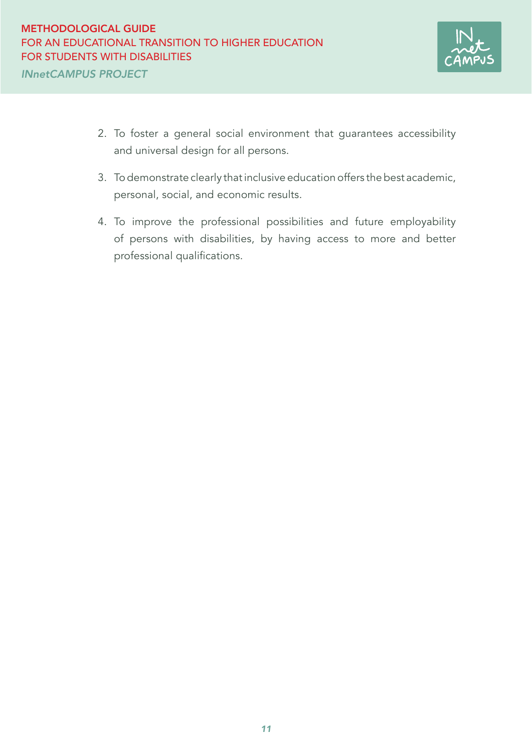2. To foster a general social environment that guarantees accessibility and universal design for all persons.
3. To demonstrate clearly that inclusive education offers the best academic, personal, social, and economic results.
4. To improve the professional possibilities and future employability of persons with disabilities, by having access to more and better professional qualifications.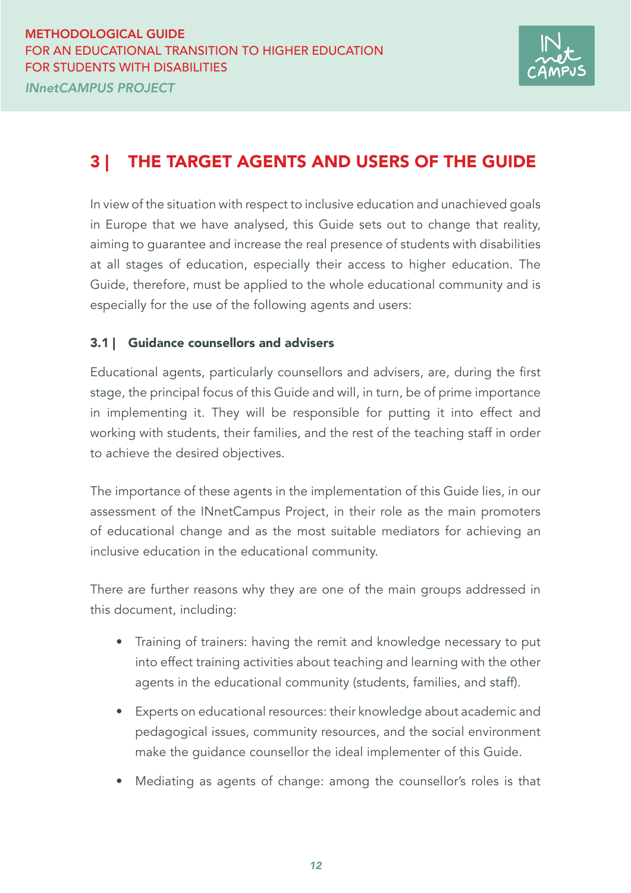## 3 | THE TARGET AGENTS AND USERS OF THE GUIDE

In view of the situation with respect to inclusive education and unachieved goals in Europe that we have analysed, this Guide sets out to change that reality, aiming to guarantee and increase the real presence of students with disabilities at all stages of education, especially their access to higher education. The Guide, therefore, must be applied to the whole educational community and is especially for the use of the following agents and users:

### 3.1 | Guidance counsellors and advisers

Educational agents, particularly counsellors and advisers, are, during the first stage, the principal focus of this Guide and will, in turn, be of prime importance in implementing it. They will be responsible for putting it into effect and working with students, their families, and the rest of the teaching staff in order to achieve the desired objectives.

The importance of these agents in the implementation of this Guide lies, in our assessment of the INnetCampus Project, in their role as the main promoters of educational change and as the most suitable mediators for achieving an inclusive education in the educational community.

There are further reasons why they are one of the main groups addressed in this document, including:

- Training of trainers: having the remit and knowledge necessary to put into effect training activities about teaching and learning with the other agents in the educational community (students, families, and staff).
- Experts on educational resources: their knowledge about academic and pedagogical issues, community resources, and the social environment make the guidance counsellor the ideal implementer of this Guide.
- Mediating as agents of change: among the counsellor's roles is that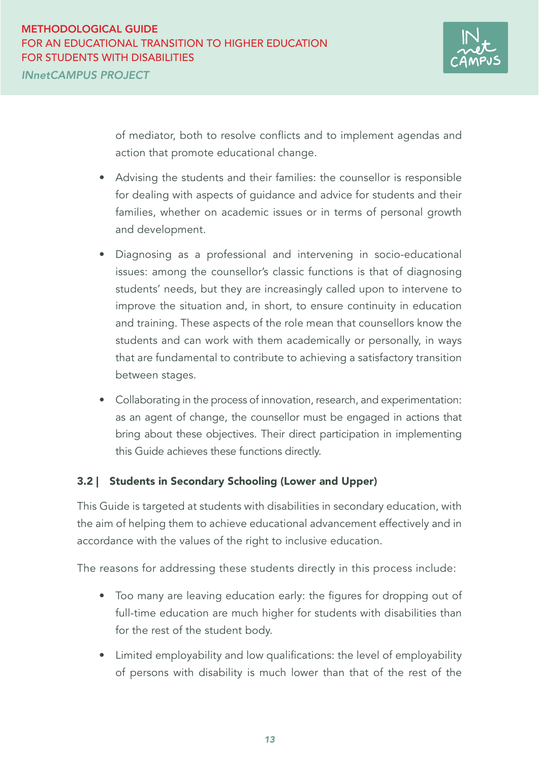of mediator, both to resolve conflicts and to implement agendas and action that promote educational change.

- Advising the students and their families: the counsellor is responsible for dealing with aspects of guidance and advice for students and their families, whether on academic issues or in terms of personal growth and development.
- Diagnosing as a professional and intervening in socio-educational issues: among the counsellor's classic functions is that of diagnosing students' needs, but they are increasingly called upon to intervene to improve the situation and, in short, to ensure continuity in education and training. These aspects of the role mean that counsellors know the students and can work with them academically or personally, in ways that are fundamental to contribute to achieving a satisfactory transition between stages.
- Collaborating in the process of innovation, research, and experimentation: as an agent of change, the counsellor must be engaged in actions that bring about these objectives. Their direct participation in implementing this Guide achieves these functions directly.

### 3.2 | Students in Secondary Schooling (Lower and Upper)

This Guide is targeted at students with disabilities in secondary education, with the aim of helping them to achieve educational advancement effectively and in accordance with the values of the right to inclusive education.

The reasons for addressing these students directly in this process include:

- Too many are leaving education early: the figures for dropping out of full-time education are much higher for students with disabilities than for the rest of the student body.
- Limited employability and low qualifications: the level of employability of persons with disability is much lower than that of the rest of the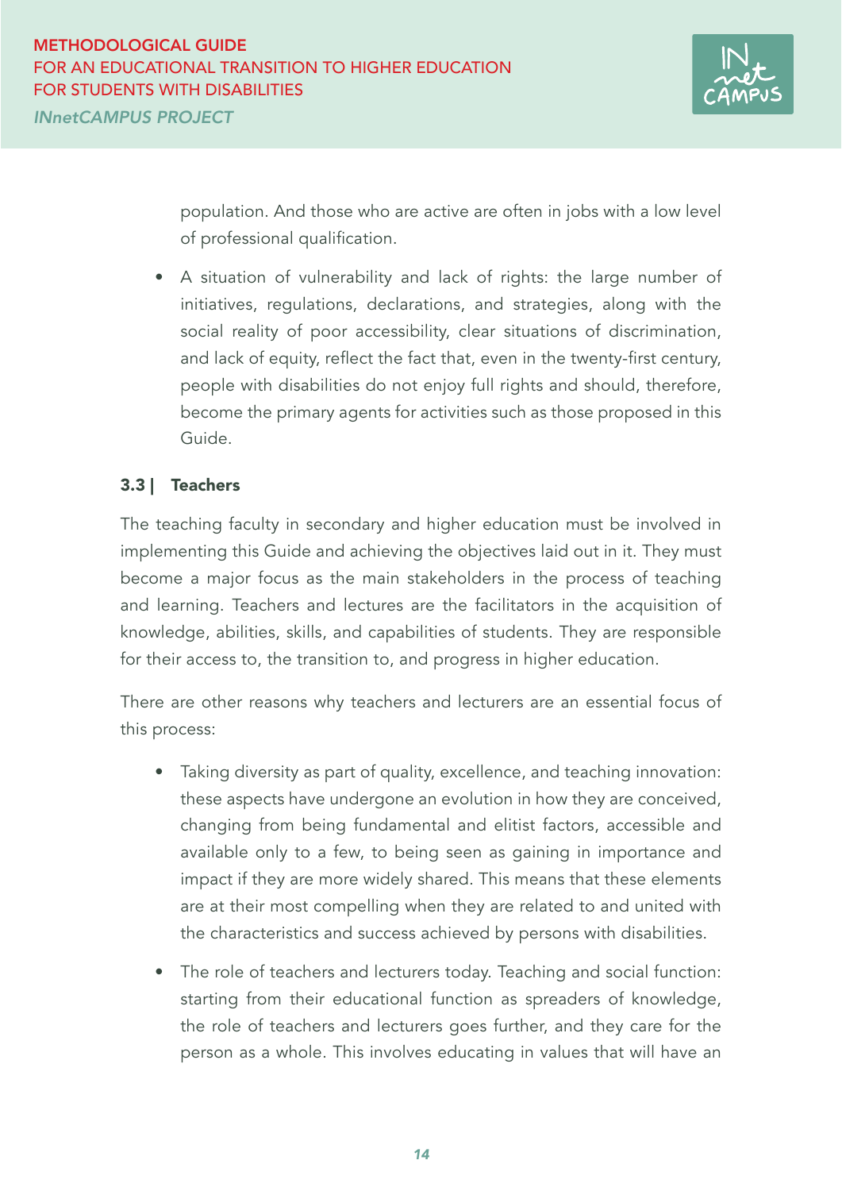population. And those who are active are often in jobs with a low level of professional qualification.

- A situation of vulnerability and lack of rights: the large number of initiatives, regulations, declarations, and strategies, along with the social reality of poor accessibility, clear situations of discrimination, and lack of equity, reflect the fact that, even in the twenty-first century, people with disabilities do not enjoy full rights and should, therefore, become the primary agents for activities such as those proposed in this Guide.

### 3.3 | Teachers

The teaching faculty in secondary and higher education must be involved in implementing this Guide and achieving the objectives laid out in it. They must become a major focus as the main stakeholders in the process of teaching and learning. Teachers and lectures are the facilitators in the acquisition of knowledge, abilities, skills, and capabilities of students. They are responsible for their access to, the transition to, and progress in higher education.

There are other reasons why teachers and lecturers are an essential focus of this process:

- Taking diversity as part of quality, excellence, and teaching innovation: these aspects have undergone an evolution in how they are conceived, changing from being fundamental and elitist factors, accessible and available only to a few, to being seen as gaining in importance and impact if they are more widely shared. This means that these elements are at their most compelling when they are related to and united with the characteristics and success achieved by persons with disabilities.

- The role of teachers and lecturers today. Teaching and social function: starting from their educational function as spreaders of knowledge, the role of teachers and lecturers goes further, and they care for the person as a whole. This involves educating in values that will have an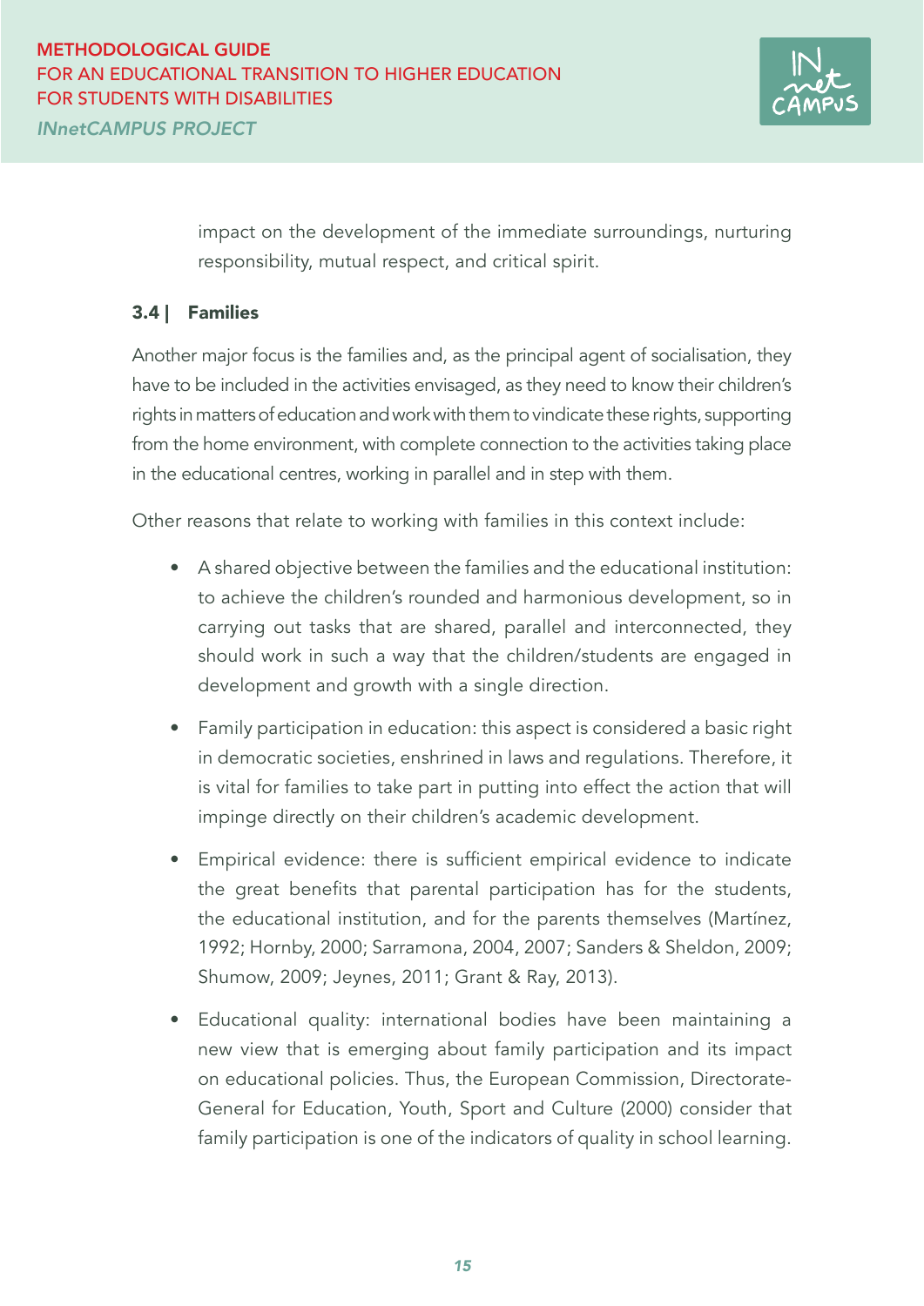impact on the development of the immediate surroundings, nurturing responsibility, mutual respect, and critical spirit.

### 3.4 | Families

Another major focus is the families and, as the principal agent of socialisation, they have to be included in the activities envisaged, as they need to know their children's rights in matters of education and work with them to vindicate these rights, supporting from the home environment, with complete connection to the activities taking place in the educational centres, working in parallel and in step with them.

Other reasons that relate to working with families in this context include:

- A shared objective between the families and the educational institution: to achieve the children's rounded and harmonious development, so in carrying out tasks that are shared, parallel and interconnected, they should work in such a way that the children/students are engaged in development and growth with a single direction.
- Family participation in education: this aspect is considered a basic right in democratic societies, enshrined in laws and regulations. Therefore, it is vital for families to take part in putting into effect the action that will impinge directly on their children's academic development.
- Empirical evidence: there is sufficient empirical evidence to indicate the great benefits that parental participation has for the students, the educational institution, and for the parents themselves (Martínez, 1992; Hornby, 2000; Sarramona, 2004, 2007; Sanders & Sheldon, 2009; Shumow, 2009; Jeynes, 2011; Grant & Ray, 2013).
- Educational quality: international bodies have been maintaining a new view that is emerging about family participation and its impact on educational policies. Thus, the European Commission, Directorate-General for Education, Youth, Sport and Culture (2000) consider that family participation is one of the indicators of quality in school learning.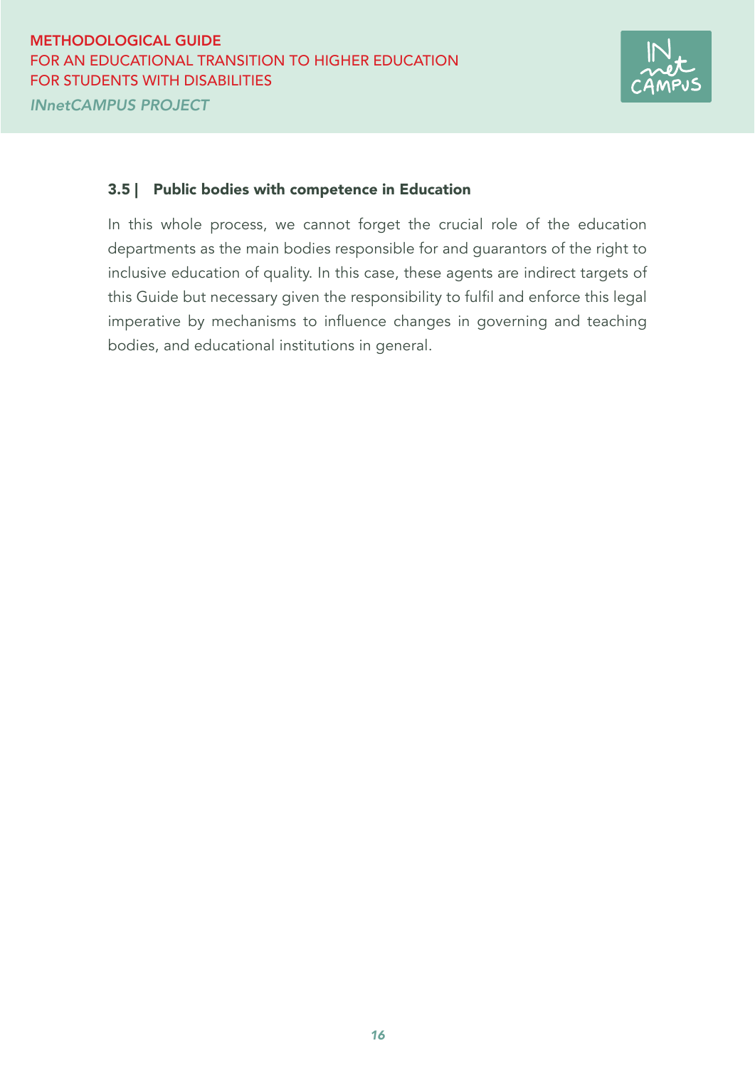### 3.5 | Public bodies with competence in Education

In this whole process, we cannot forget the crucial role of the education departments as the main bodies responsible for and guarantors of the right to inclusive education of quality. In this case, these agents are indirect targets of this Guide but necessary given the responsibility to fulfil and enforce this legal imperative by mechanisms to influence changes in governing and teaching bodies, and educational institutions in general.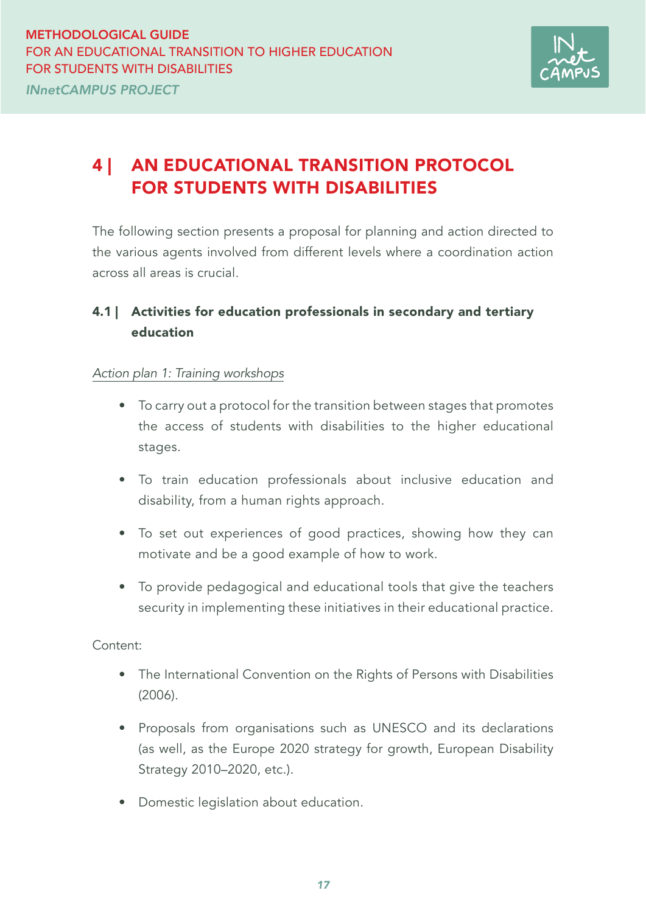# 4 | AN EDUCATIONAL TRANSITION PROTOCOL FOR STUDENTS WITH DISABILITIES

The following section presents a proposal for planning and action directed to the various agents involved from different levels where a coordination action across all areas is crucial.

## 4.1 | Activities for education professionals in secondary and tertiary education

*Action plan 1: Training workshops*

- To carry out a protocol for the transition between stages that promotes the access of students with disabilities to the higher educational stages.
- To train education professionals about inclusive education and disability, from a human rights approach.
- To set out experiences of good practices, showing how they can motivate and be a good example of how to work.
- To provide pedagogical and educational tools that give the teachers security in implementing these initiatives in their educational practice.

Content:

- The International Convention on the Rights of Persons with Disabilities (2006).
- Proposals from organisations such as UNESCO and its declarations (as well, as the Europe 2020 strategy for growth, European Disability Strategy 2010–2020, etc.).
- Domestic legislation about education.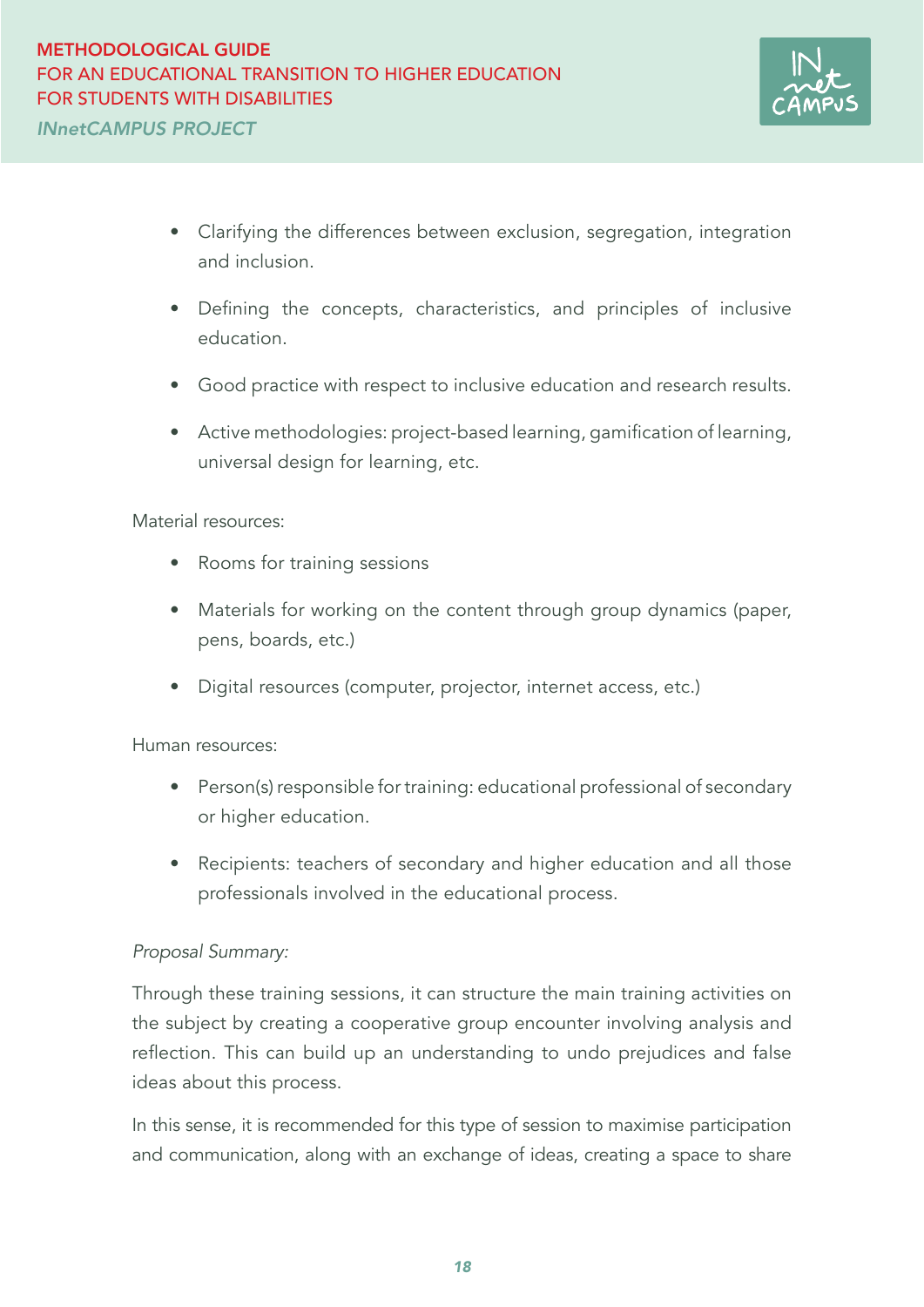- Clarifying the differences between exclusion, segregation, integration and inclusion.
- Defining the concepts, characteristics, and principles of inclusive education.
- Good practice with respect to inclusive education and research results.
- Active methodologies: project-based learning, gamification of learning, universal design for learning, etc.

Material resources:

- Rooms for training sessions
- Materials for working on the content through group dynamics (paper, pens, boards, etc.)
- Digital resources (computer, projector, internet access, etc.)

Human resources:

- Person(s) responsible for training: educational professional of secondary or higher education.
- Recipients: teachers of secondary and higher education and all those professionals involved in the educational process.

*Proposal Summary:*

Through these training sessions, it can structure the main training activities on the subject by creating a cooperative group encounter involving analysis and reflection. This can build up an understanding to undo prejudices and false ideas about this process.

In this sense, it is recommended for this type of session to maximise participation and communication, along with an exchange of ideas, creating a space to share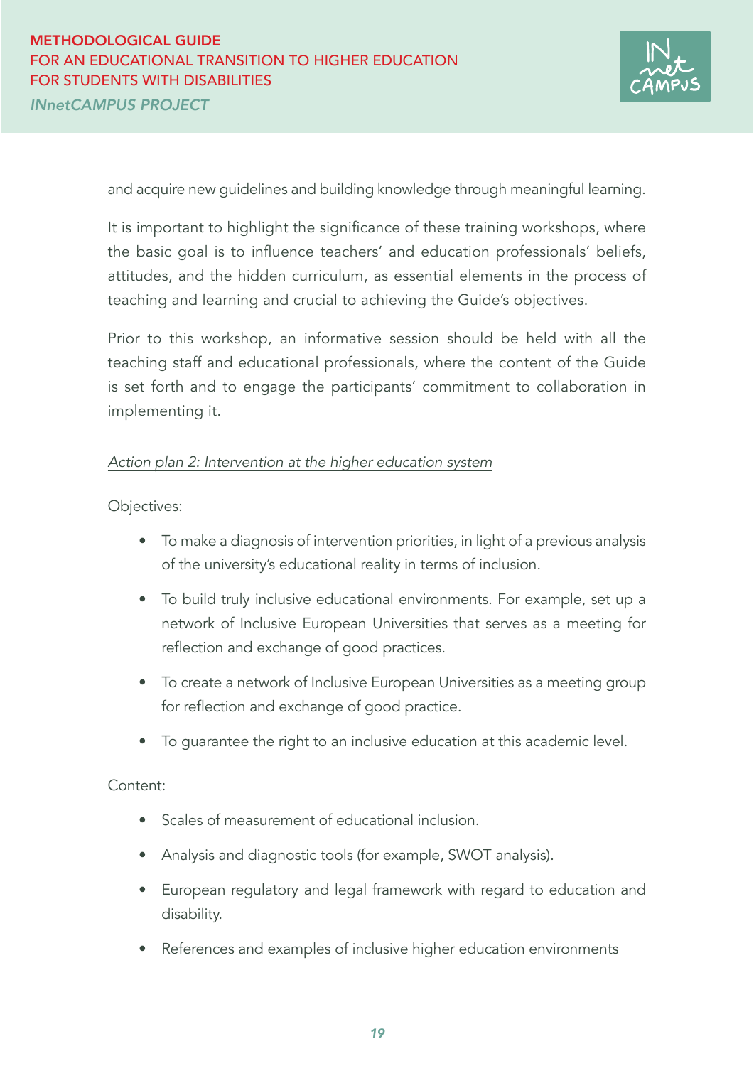and acquire new guidelines and building knowledge through meaningful learning.

It is important to highlight the significance of these training workshops, where the basic goal is to influence teachers' and education professionals' beliefs, attitudes, and the hidden curriculum, as essential elements in the process of teaching and learning and crucial to achieving the Guide's objectives.

Prior to this workshop, an informative session should be held with all the teaching staff and educational professionals, where the content of the Guide is set forth and to engage the participants' commitment to collaboration in implementing it.

*Action plan 2: Intervention at the higher education system*

Objectives:

- To make a diagnosis of intervention priorities, in light of a previous analysis of the university's educational reality in terms of inclusion.
- To build truly inclusive educational environments. For example, set up a network of Inclusive European Universities that serves as a meeting for reflection and exchange of good practices.
- To create a network of Inclusive European Universities as a meeting group for reflection and exchange of good practice.
- To guarantee the right to an inclusive education at this academic level.

Content:

- Scales of measurement of educational inclusion.
- Analysis and diagnostic tools (for example, SWOT analysis).
- European regulatory and legal framework with regard to education and disability.
- References and examples of inclusive higher education environments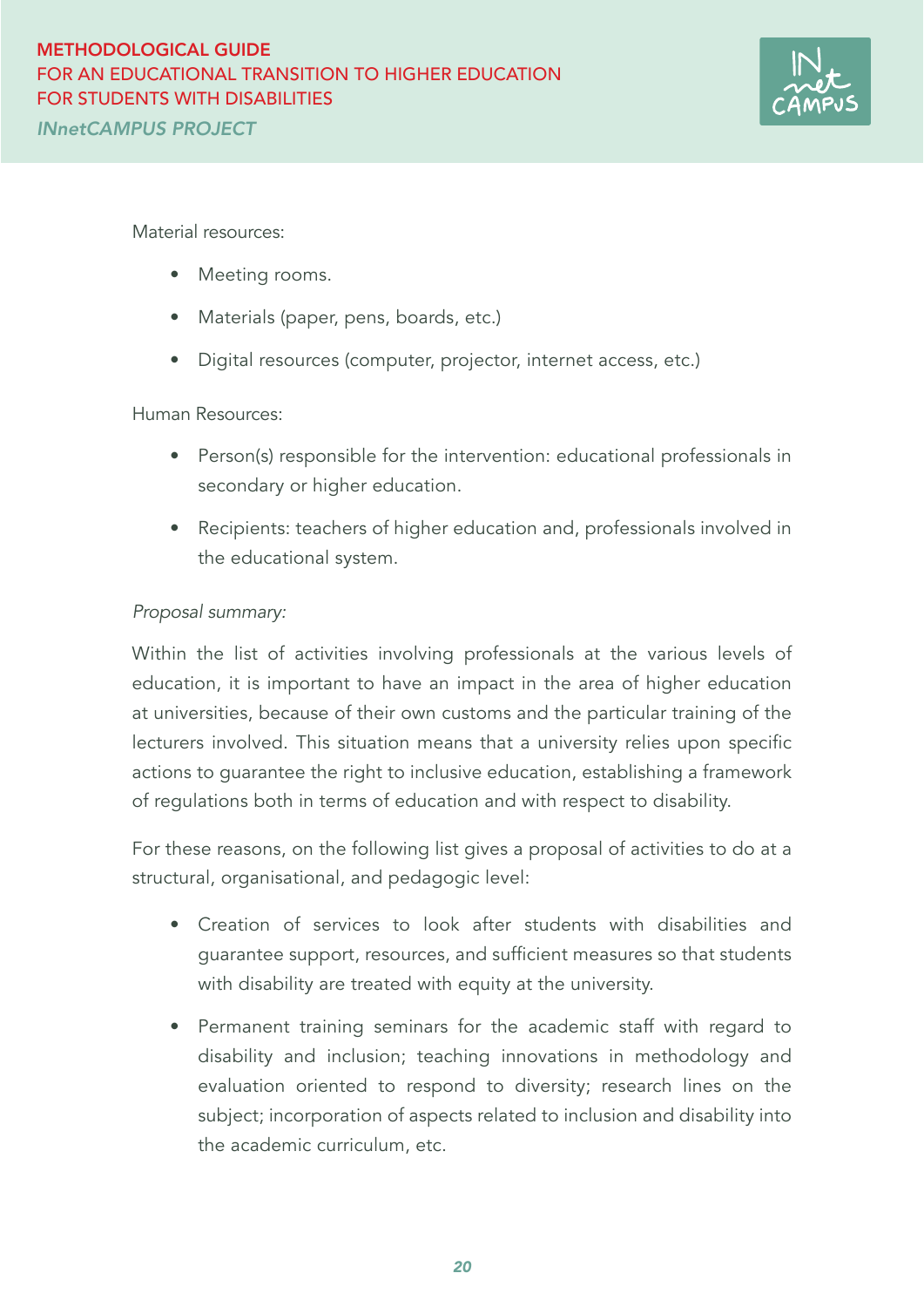Material resources:

- Meeting rooms.
- Materials (paper, pens, boards, etc.)
- Digital resources (computer, projector, internet access, etc.)

Human Resources:

- Person(s) responsible for the intervention: educational professionals in secondary or higher education.
- Recipients: teachers of higher education and, professionals involved in the educational system.

*Proposal summary:*

Within the list of activities involving professionals at the various levels of education, it is important to have an impact in the area of higher education at universities, because of their own customs and the particular training of the lecturers involved. This situation means that a university relies upon specific actions to guarantee the right to inclusive education, establishing a framework of regulations both in terms of education and with respect to disability.

For these reasons, on the following list gives a proposal of activities to do at a structural, organisational, and pedagogic level:

- Creation of services to look after students with disabilities and guarantee support, resources, and sufficient measures so that students with disability are treated with equity at the university.
- Permanent training seminars for the academic staff with regard to disability and inclusion; teaching innovations in methodology and evaluation oriented to respond to diversity; research lines on the subject; incorporation of aspects related to inclusion and disability into the academic curriculum, etc.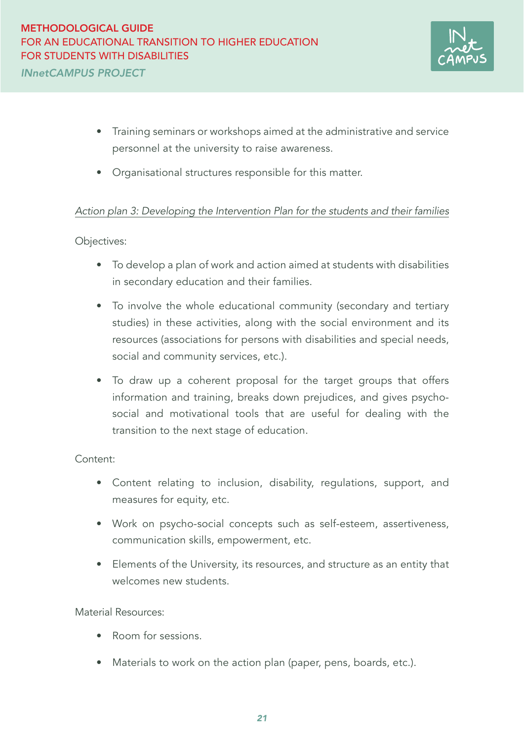- Training seminars or workshops aimed at the administrative and service personnel at the university to raise awareness.
- Organisational structures responsible for this matter.

*Action plan 3: Developing the Intervention Plan for the students and their families*

Objectives:

- To develop a plan of work and action aimed at students with disabilities in secondary education and their families.
- To involve the whole educational community (secondary and tertiary studies) in these activities, along with the social environment and its resources (associations for persons with disabilities and special needs, social and community services, etc.).
- To draw up a coherent proposal for the target groups that offers information and training, breaks down prejudices, and gives psycho-social and motivational tools that are useful for dealing with the transition to the next stage of education.

Content:

- Content relating to inclusion, disability, regulations, support, and measures for equity, etc.
- Work on psycho-social concepts such as self-esteem, assertiveness, communication skills, empowerment, etc.
- Elements of the University, its resources, and structure as an entity that welcomes new students.

Material Resources:

- Room for sessions.
- Materials to work on the action plan (paper, pens, boards, etc.).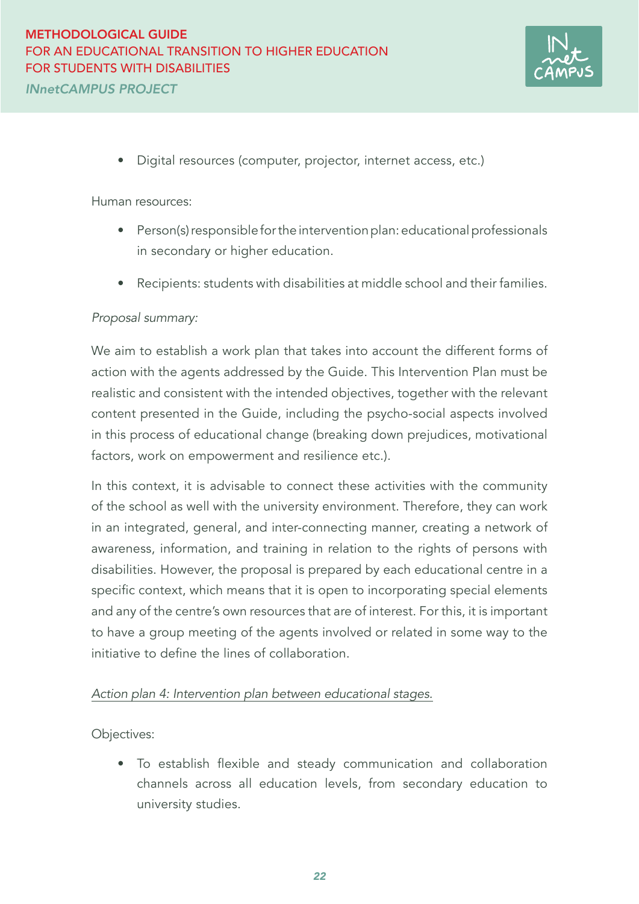- Digital resources (computer, projector, internet access, etc.)

Human resources:

- Person(s) responsible for the intervention plan: educational professionals in secondary or higher education.
- Recipients: students with disabilities at middle school and their families.

*Proposal summary:*

We aim to establish a work plan that takes into account the different forms of action with the agents addressed by the Guide. This Intervention Plan must be realistic and consistent with the intended objectives, together with the relevant content presented in the Guide, including the psycho-social aspects involved in this process of educational change (breaking down prejudices, motivational factors, work on empowerment and resilience etc.).

In this context, it is advisable to connect these activities with the community of the school as well with the university environment. Therefore, they can work in an integrated, general, and inter-connecting manner, creating a network of awareness, information, and training in relation to the rights of persons with disabilities. However, the proposal is prepared by each educational centre in a specific context, which means that it is open to incorporating special elements and any of the centre's own resources that are of interest. For this, it is important to have a group meeting of the agents involved or related in some way to the initiative to define the lines of collaboration.

*Action plan 4: Intervention plan between educational stages.*

Objectives:

- To establish flexible and steady communication and collaboration channels across all education levels, from secondary education to university studies.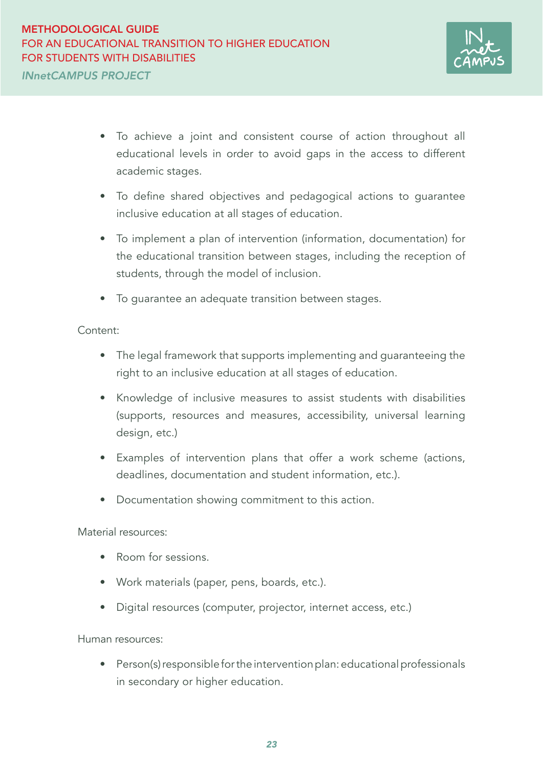- To achieve a joint and consistent course of action throughout all educational levels in order to avoid gaps in the access to different academic stages.
- To define shared objectives and pedagogical actions to guarantee inclusive education at all stages of education.
- To implement a plan of intervention (information, documentation) for the educational transition between stages, including the reception of students, through the model of inclusion.
- To guarantee an adequate transition between stages.

Content:

- The legal framework that supports implementing and guaranteeing the right to an inclusive education at all stages of education.
- Knowledge of inclusive measures to assist students with disabilities (supports, resources and measures, accessibility, universal learning design, etc.)
- Examples of intervention plans that offer a work scheme (actions, deadlines, documentation and student information, etc.).
- Documentation showing commitment to this action.

Material resources:

- Room for sessions.
- Work materials (paper, pens, boards, etc.).
- Digital resources (computer, projector, internet access, etc.)

Human resources:

- Person(s) responsible for the intervention plan: educational professionals in secondary or higher education.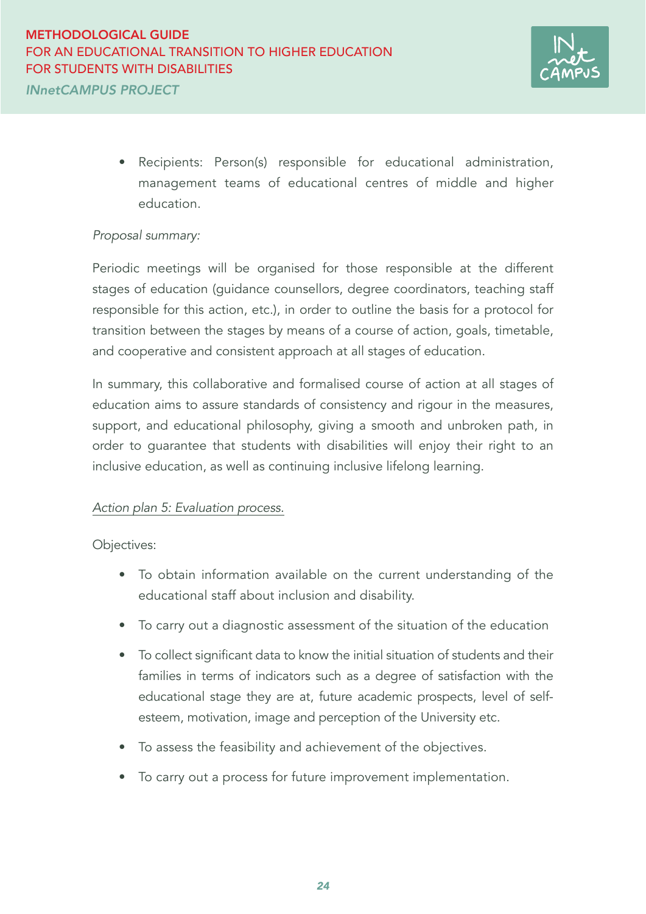- Recipients: Person(s) responsible for educational administration, management teams of educational centres of middle and higher education.

*Proposal summary:*

Periodic meetings will be organised for those responsible at the different stages of education (guidance counsellors, degree coordinators, teaching staff responsible for this action, etc.), in order to outline the basis for a protocol for transition between the stages by means of a course of action, goals, timetable, and cooperative and consistent approach at all stages of education.

In summary, this collaborative and formalised course of action at all stages of education aims to assure standards of consistency and rigour in the measures, support, and educational philosophy, giving a smooth and unbroken path, in order to guarantee that students with disabilities will enjoy their right to an inclusive education, as well as continuing inclusive lifelong learning.

*Action plan 5: Evaluation process.*

Objectives:

- To obtain information available on the current understanding of the educational staff about inclusion and disability.
- To carry out a diagnostic assessment of the situation of the education
- To collect significant data to know the initial situation of students and their families in terms of indicators such as a degree of satisfaction with the educational stage they are at, future academic prospects, level of self-esteem, motivation, image and perception of the University etc.
- To assess the feasibility and achievement of the objectives.
- To carry out a process for future improvement implementation.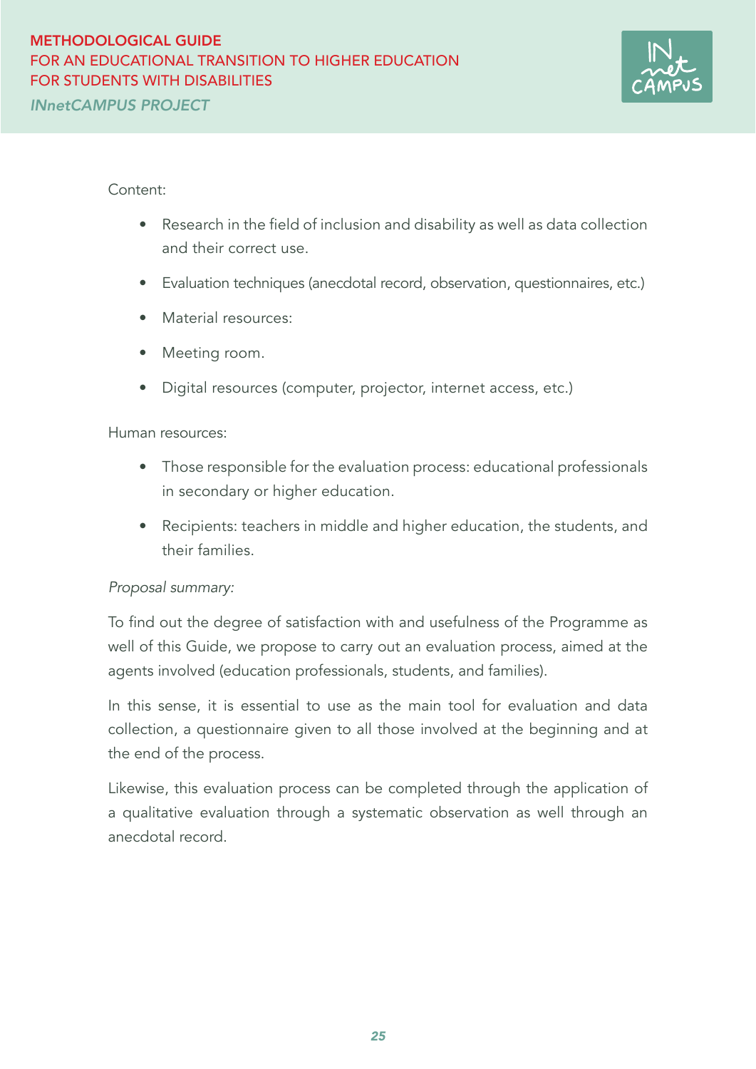Content:

- Research in the field of inclusion and disability as well as data collection and their correct use.
- Evaluation techniques (anecdotal record, observation, questionnaires, etc.)
- Material resources:
- Meeting room.
- Digital resources (computer, projector, internet access, etc.)

Human resources:

- Those responsible for the evaluation process: educational professionals in secondary or higher education.
- Recipients: teachers in middle and higher education, the students, and their families.

*Proposal summary:*

To find out the degree of satisfaction with and usefulness of the Programme as well of this Guide, we propose to carry out an evaluation process, aimed at the agents involved (education professionals, students, and families).

In this sense, it is essential to use as the main tool for evaluation and data collection, a questionnaire given to all those involved at the beginning and at the end of the process.

Likewise, this evaluation process can be completed through the application of a qualitative evaluation through a systematic observation as well through an anecdotal record.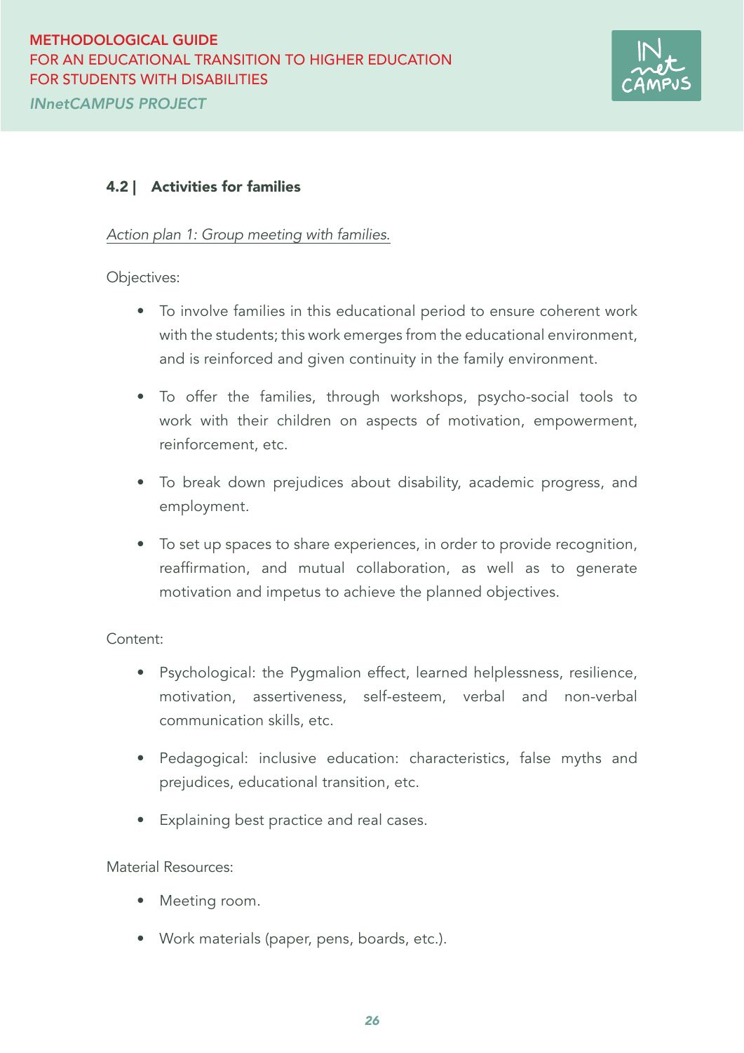### 4.2 | Activities for families

*Action plan 1: Group meeting with families.*

Objectives:

- To involve families in this educational period to ensure coherent work with the students; this work emerges from the educational environment, and is reinforced and given continuity in the family environment.
- To offer the families, through workshops, psycho-social tools to work with their children on aspects of motivation, empowerment, reinforcement, etc.
- To break down prejudices about disability, academic progress, and employment.
- To set up spaces to share experiences, in order to provide recognition, reaffirmation, and mutual collaboration, as well as to generate motivation and impetus to achieve the planned objectives.

Content:

- Psychological: the Pygmalion effect, learned helplessness, resilience, motivation, assertiveness, self-esteem, verbal and non-verbal communication skills, etc.
- Pedagogical: inclusive education: characteristics, false myths and prejudices, educational transition, etc.
- Explaining best practice and real cases.

Material Resources:

- Meeting room.
- Work materials (paper, pens, boards, etc.).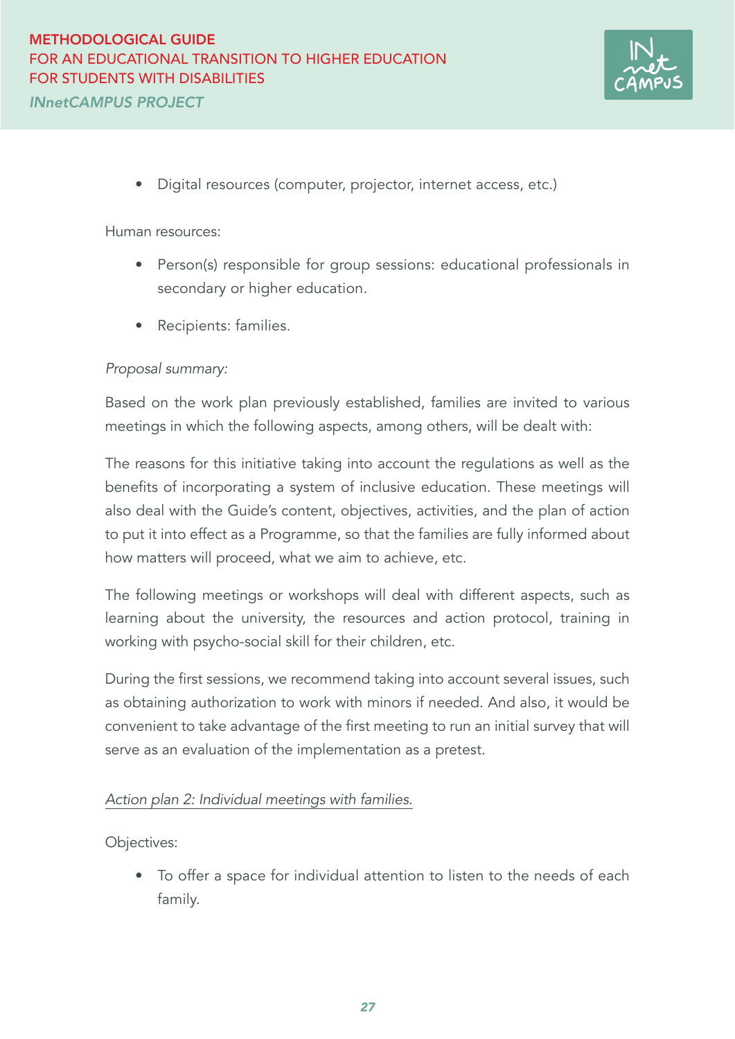- Digital resources (computer, projector, internet access, etc.)

Human resources:

- Person(s) responsible for group sessions: educational professionals in secondary or higher education.
- Recipients: families.

*Proposal summary:*

Based on the work plan previously established, families are invited to various meetings in which the following aspects, among others, will be dealt with:

The reasons for this initiative taking into account the regulations as well as the benefits of incorporating a system of inclusive education. These meetings will also deal with the Guide's content, objectives, activities, and the plan of action to put it into effect as a Programme, so that the families are fully informed about how matters will proceed, what we aim to achieve, etc.

The following meetings or workshops will deal with different aspects, such as learning about the university, the resources and action protocol, training in working with psycho-social skill for their children, etc.

During the first sessions, we recommend taking into account several issues, such as obtaining authorization to work with minors if needed. And also, it would be convenient to take advantage of the first meeting to run an initial survey that will serve as an evaluation of the implementation as a pretest.

*Action plan 2: Individual meetings with families.*

Objectives:

- To offer a space for individual attention to listen to the needs of each family.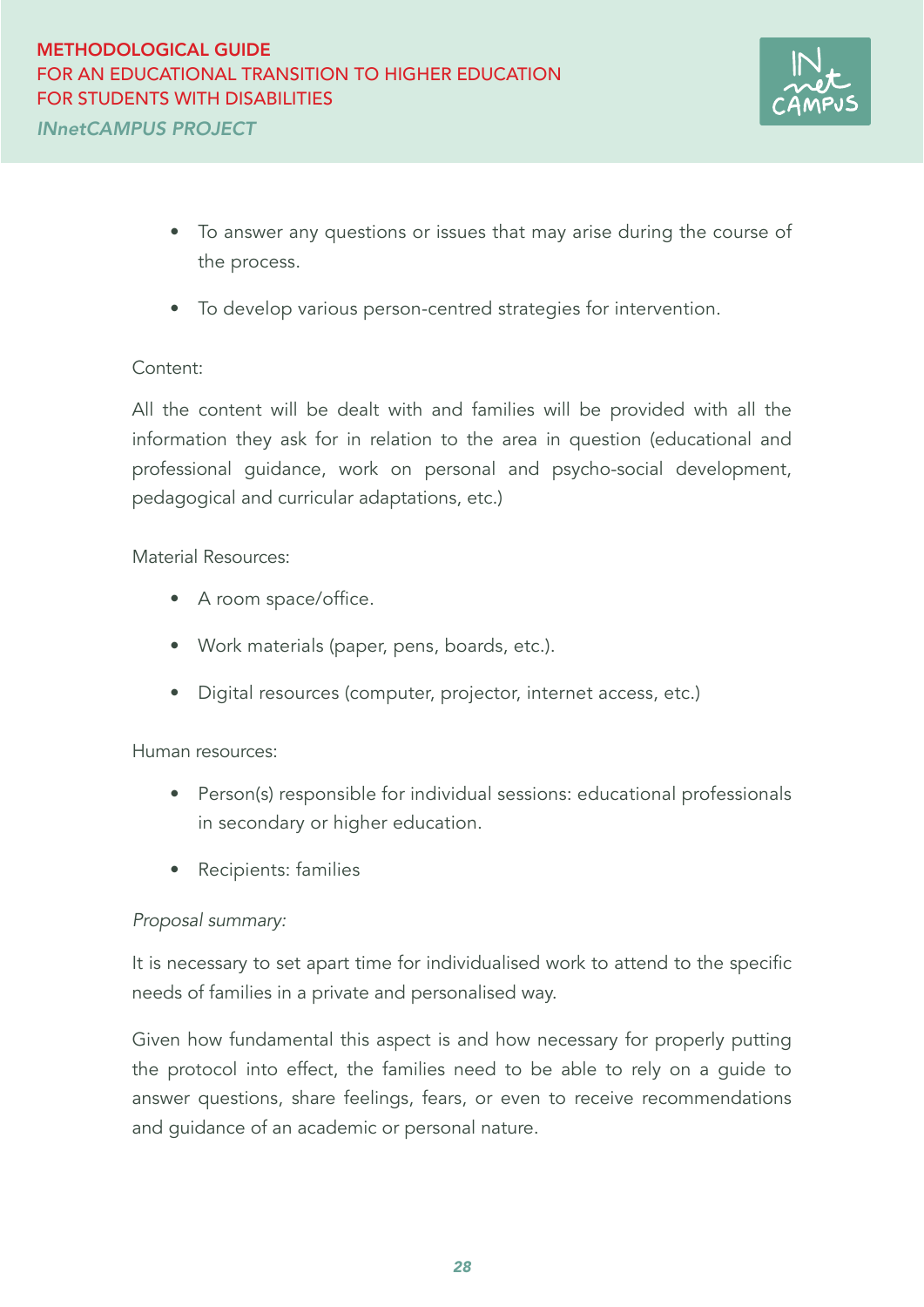- To answer any questions or issues that may arise during the course of the process.
- To develop various person-centred strategies for intervention.

Content:

All the content will be dealt with and families will be provided with all the information they ask for in relation to the area in question (educational and professional guidance, work on personal and psycho-social development, pedagogical and curricular adaptations, etc.)

Material Resources:

- A room space/office.
- Work materials (paper, pens, boards, etc.).
- Digital resources (computer, projector, internet access, etc.)

Human resources:

- Person(s) responsible for individual sessions: educational professionals in secondary or higher education.
- Recipients: families

*Proposal summary:*

It is necessary to set apart time for individualised work to attend to the specific needs of families in a private and personalised way.

Given how fundamental this aspect is and how necessary for properly putting the protocol into effect, the families need to be able to rely on a guide to answer questions, share feelings, fears, or even to receive recommendations and guidance of an academic or personal nature.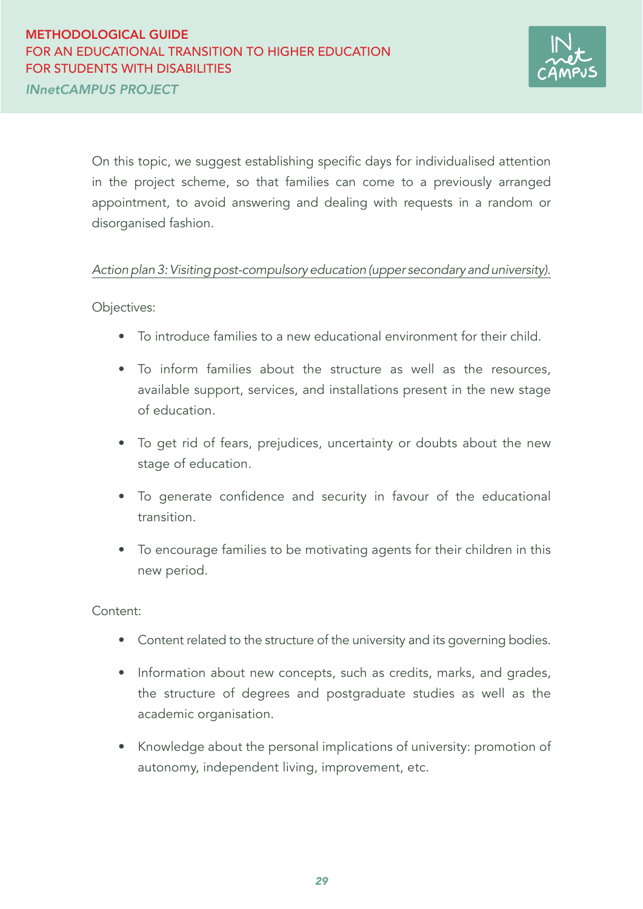On this topic, we suggest establishing specific days for individualised attention in the project scheme, so that families can come to a previously arranged appointment, to avoid answering and dealing with requests in a random or disorganised fashion.

*Action plan 3: Visiting post-compulsory education (upper secondary and university).*

Objectives:

- To introduce families to a new educational environment for their child.
- To inform families about the structure as well as the resources, available support, services, and installations present in the new stage of education.
- To get rid of fears, prejudices, uncertainty or doubts about the new stage of education.
- To generate confidence and security in favour of the educational transition.
- To encourage families to be motivating agents for their children in this new period.

Content:

- Content related to the structure of the university and its governing bodies.
- Information about new concepts, such as credits, marks, and grades, the structure of degrees and postgraduate studies as well as the academic organisation.
- Knowledge about the personal implications of university: promotion of autonomy, independent living, improvement, etc.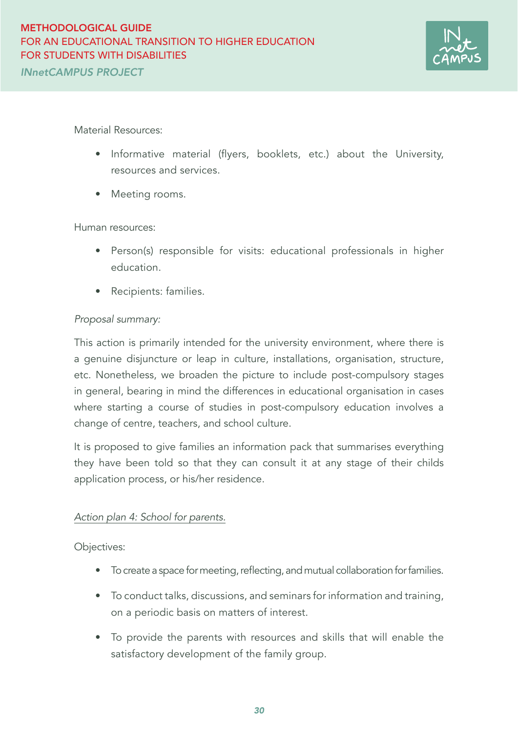Material Resources:

- Informative material (flyers, booklets, etc.) about the University, resources and services.
- Meeting rooms.

Human resources:

- Person(s) responsible for visits: educational professionals in higher education.
- Recipients: families.

*Proposal summary:*

This action is primarily intended for the university environment, where there is a genuine disjuncture or leap in culture, installations, organisation, structure, etc. Nonetheless, we broaden the picture to include post-compulsory stages in general, bearing in mind the differences in educational organisation in cases where starting a course of studies in post-compulsory education involves a change of centre, teachers, and school culture.

It is proposed to give families an information pack that summarises everything they have been told so that they can consult it at any stage of their childs application process, or his/her residence.

*Action plan 4: School for parents.*

Objectives:

- To create a space for meeting, reflecting, and mutual collaboration for families.
- To conduct talks, discussions, and seminars for information and training, on a periodic basis on matters of interest.
- To provide the parents with resources and skills that will enable the satisfactory development of the family group.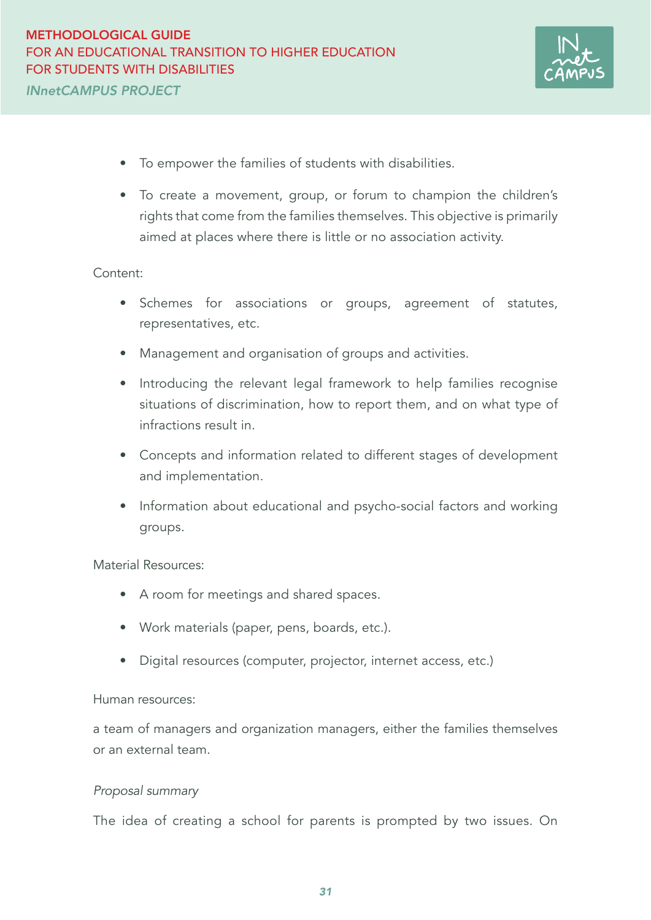- To empower the families of students with disabilities.
- To create a movement, group, or forum to champion the children's rights that come from the families themselves. This objective is primarily aimed at places where there is little or no association activity.

Content:

- Schemes for associations or groups, agreement of statutes, representatives, etc.
- Management and organisation of groups and activities.
- Introducing the relevant legal framework to help families recognise situations of discrimination, how to report them, and on what type of infractions result in.
- Concepts and information related to different stages of development and implementation.
- Information about educational and psycho-social factors and working groups.

Material Resources:

- A room for meetings and shared spaces.
- Work materials (paper, pens, boards, etc.).
- Digital resources (computer, projector, internet access, etc.)

Human resources:

a team of managers and organization managers, either the families themselves or an external team.

*Proposal summary*

The idea of creating a school for parents is prompted by two issues. On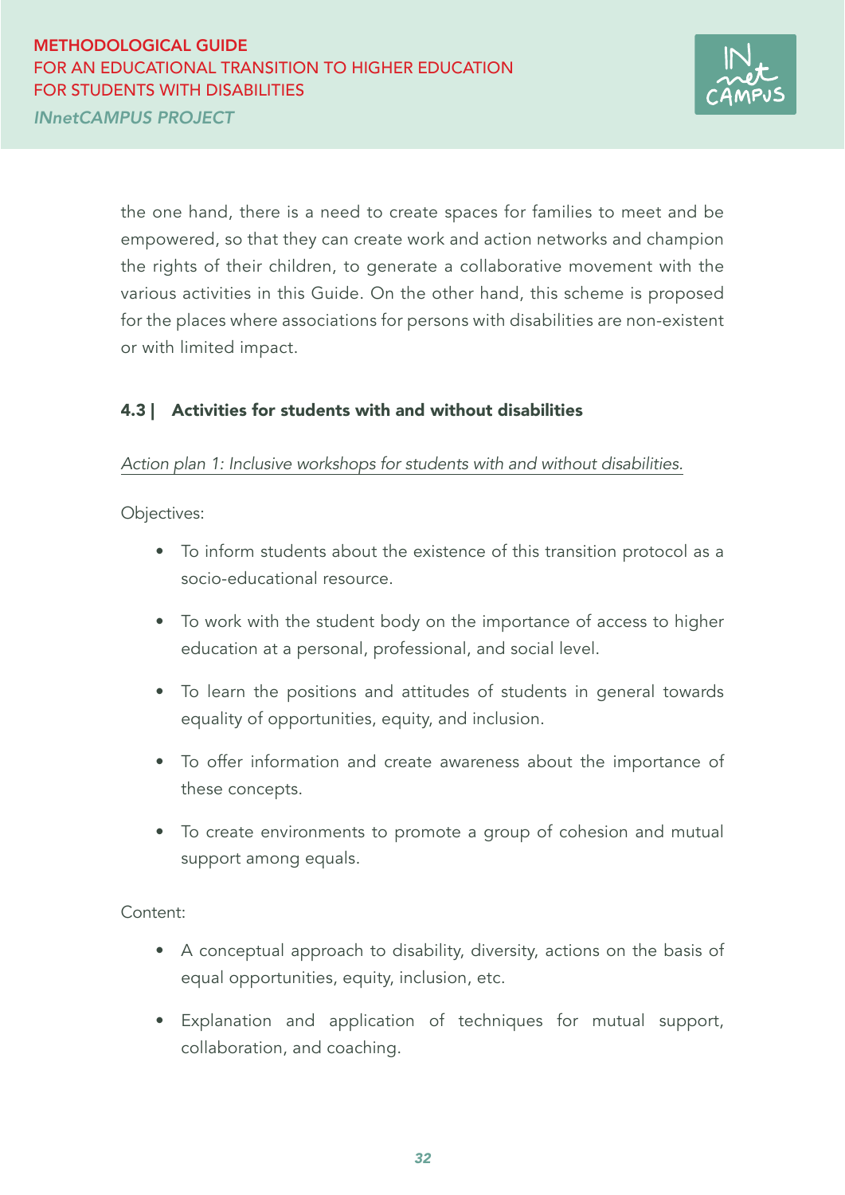the one hand, there is a need to create spaces for families to meet and be empowered, so that they can create work and action networks and champion the rights of their children, to generate a collaborative movement with the various activities in this Guide. On the other hand, this scheme is proposed for the places where associations for persons with disabilities are non-existent or with limited impact.

### 4.3 | Activities for students with and without disabilities

*Action plan 1: Inclusive workshops for students with and without disabilities.*

Objectives:

- To inform students about the existence of this transition protocol as a socio-educational resource.
- To work with the student body on the importance of access to higher education at a personal, professional, and social level.
- To learn the positions and attitudes of students in general towards equality of opportunities, equity, and inclusion.
- To offer information and create awareness about the importance of these concepts.
- To create environments to promote a group of cohesion and mutual support among equals.

Content:

- A conceptual approach to disability, diversity, actions on the basis of equal opportunities, equity, inclusion, etc.
- Explanation and application of techniques for mutual support, collaboration, and coaching.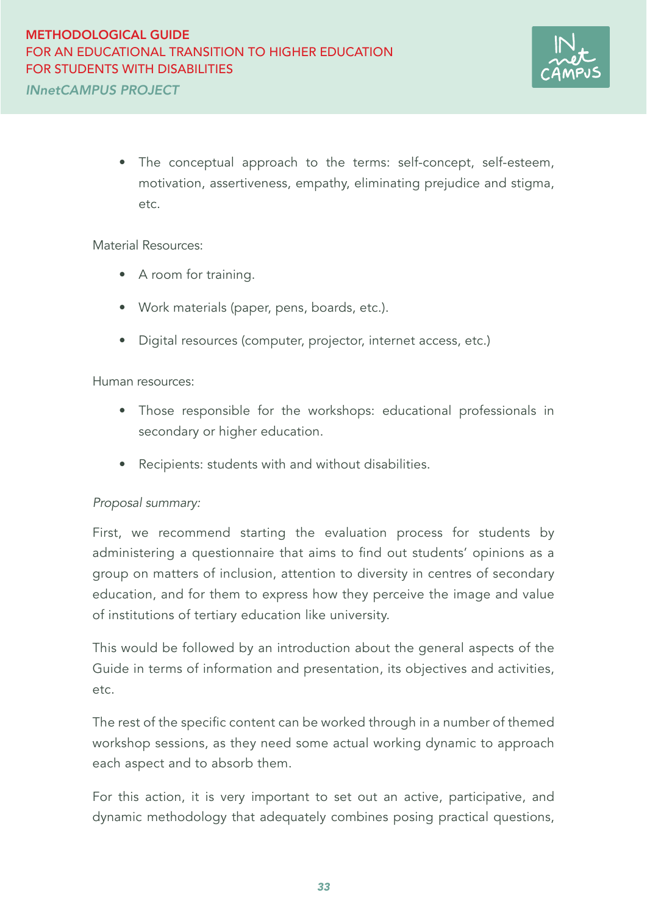- The conceptual approach to the terms: self-concept, self-esteem, motivation, assertiveness, empathy, eliminating prejudice and stigma, etc.

Material Resources:

- A room for training.
- Work materials (paper, pens, boards, etc.).
- Digital resources (computer, projector, internet access, etc.)

Human resources:

- Those responsible for the workshops: educational professionals in secondary or higher education.
- Recipients: students with and without disabilities.

*Proposal summary:*

First, we recommend starting the evaluation process for students by administering a questionnaire that aims to find out students' opinions as a group on matters of inclusion, attention to diversity in centres of secondary education, and for them to express how they perceive the image and value of institutions of tertiary education like university.

This would be followed by an introduction about the general aspects of the Guide in terms of information and presentation, its objectives and activities, etc.

The rest of the specific content can be worked through in a number of themed workshop sessions, as they need some actual working dynamic to approach each aspect and to absorb them.

For this action, it is very important to set out an active, participative, and dynamic methodology that adequately combines posing practical questions,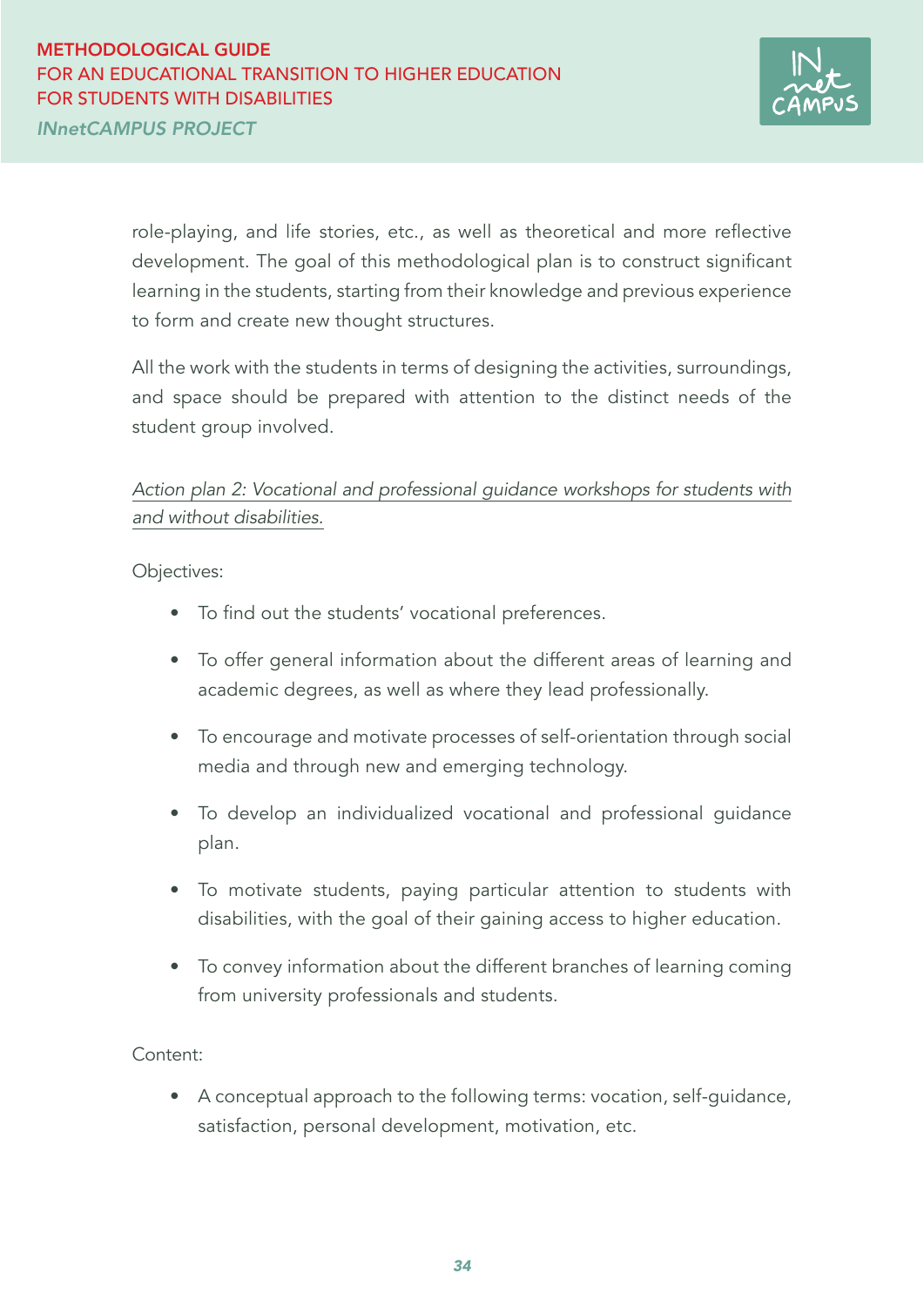role-playing, and life stories, etc., as well as theoretical and more reflective development. The goal of this methodological plan is to construct significant learning in the students, starting from their knowledge and previous experience to form and create new thought structures.

All the work with the students in terms of designing the activities, surroundings, and space should be prepared with attention to the distinct needs of the student group involved.

*Action plan 2: Vocational and professional guidance workshops for students with and without disabilities.*

Objectives:

- To find out the students' vocational preferences.
- To offer general information about the different areas of learning and academic degrees, as well as where they lead professionally.
- To encourage and motivate processes of self-orientation through social media and through new and emerging technology.
- To develop an individualized vocational and professional guidance plan.
- To motivate students, paying particular attention to students with disabilities, with the goal of their gaining access to higher education.
- To convey information about the different branches of learning coming from university professionals and students.

Content:

- A conceptual approach to the following terms: vocation, self-guidance, satisfaction, personal development, motivation, etc.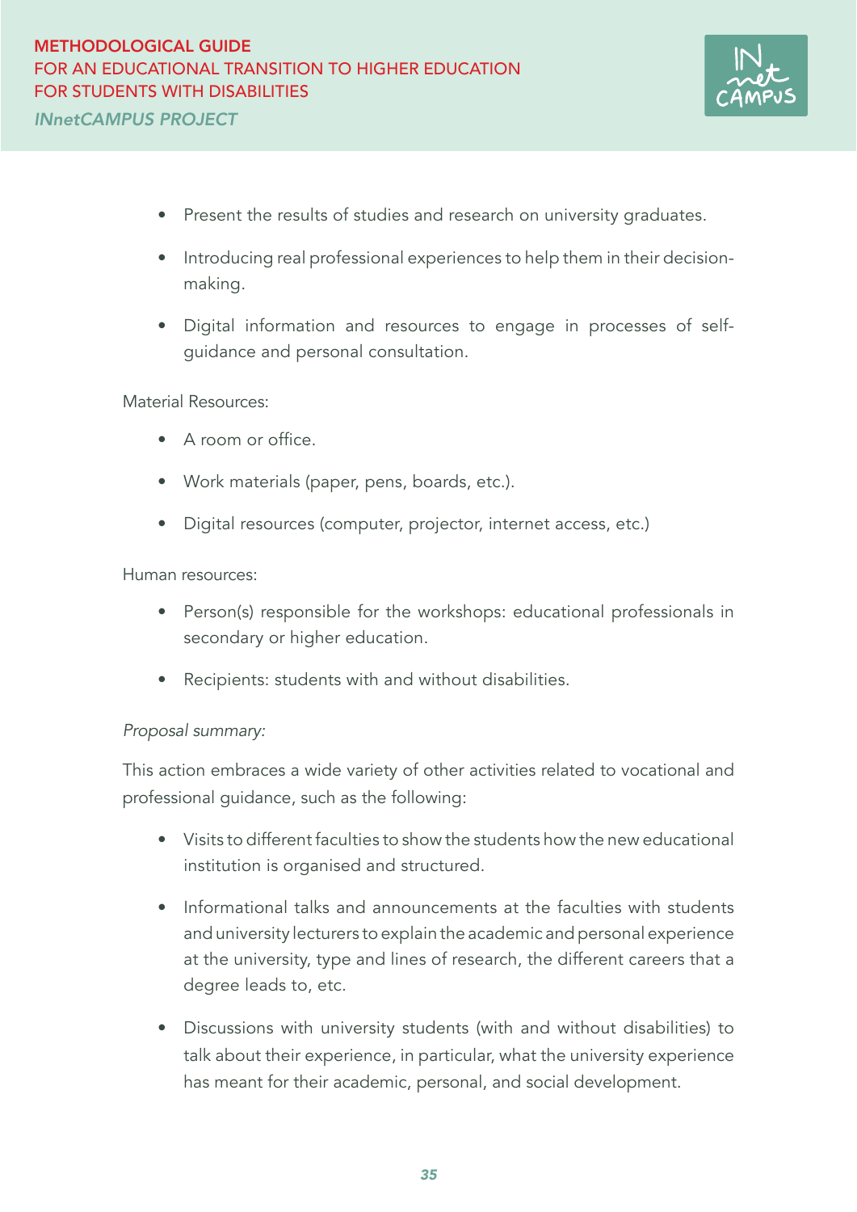- Present the results of studies and research on university graduates.
- Introducing real professional experiences to help them in their decision-making.
- Digital information and resources to engage in processes of self-guidance and personal consultation.

Material Resources:

- A room or office.
- Work materials (paper, pens, boards, etc.).
- Digital resources (computer, projector, internet access, etc.)

Human resources:

- Person(s) responsible for the workshops: educational professionals in secondary or higher education.
- Recipients: students with and without disabilities.

*Proposal summary:*

This action embraces a wide variety of other activities related to vocational and professional guidance, such as the following:

- Visits to different faculties to show the students how the new educational institution is organised and structured.
- Informational talks and announcements at the faculties with students and university lecturers to explain the academic and personal experience at the university, type and lines of research, the different careers that a degree leads to, etc.
- Discussions with university students (with and without disabilities) to talk about their experience, in particular, what the university experience has meant for their academic, personal, and social development.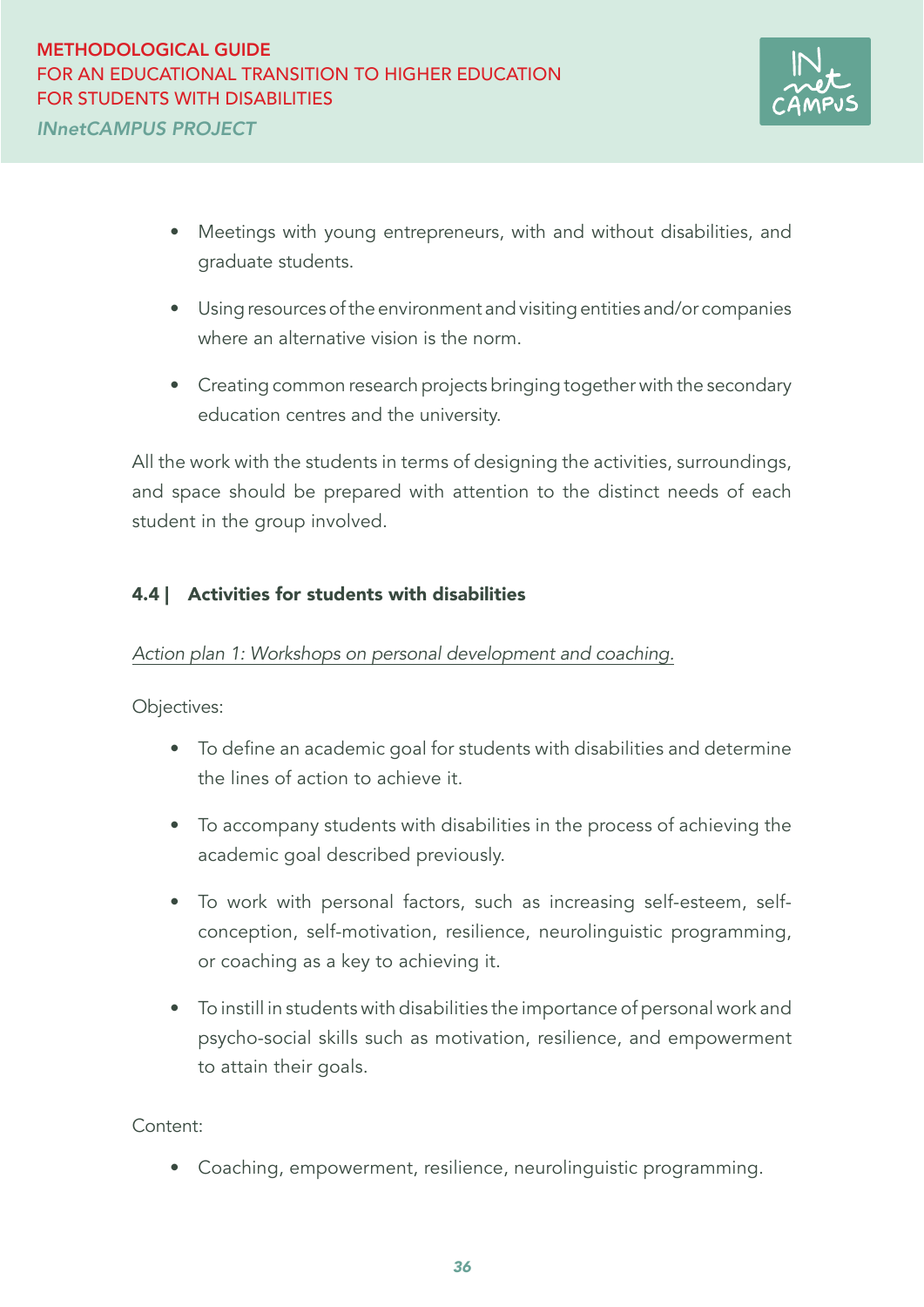- Meetings with young entrepreneurs, with and without disabilities, and graduate students.
- Using resources of the environment and visiting entities and/or companies where an alternative vision is the norm.
- Creating common research projects bringing together with the secondary education centres and the university.

All the work with the students in terms of designing the activities, surroundings, and space should be prepared with attention to the distinct needs of each student in the group involved.

### 4.4 | Activities for students with disabilities

*Action plan 1: Workshops on personal development and coaching.*

Objectives:

- To define an academic goal for students with disabilities and determine the lines of action to achieve it.
- To accompany students with disabilities in the process of achieving the academic goal described previously.
- To work with personal factors, such as increasing self-esteem, self-conception, self-motivation, resilience, neurolinguistic programming, or coaching as a key to achieving it.
- To instill in students with disabilities the importance of personal work and psycho-social skills such as motivation, resilience, and empowerment to attain their goals.

Content:

- Coaching, empowerment, resilience, neurolinguistic programming.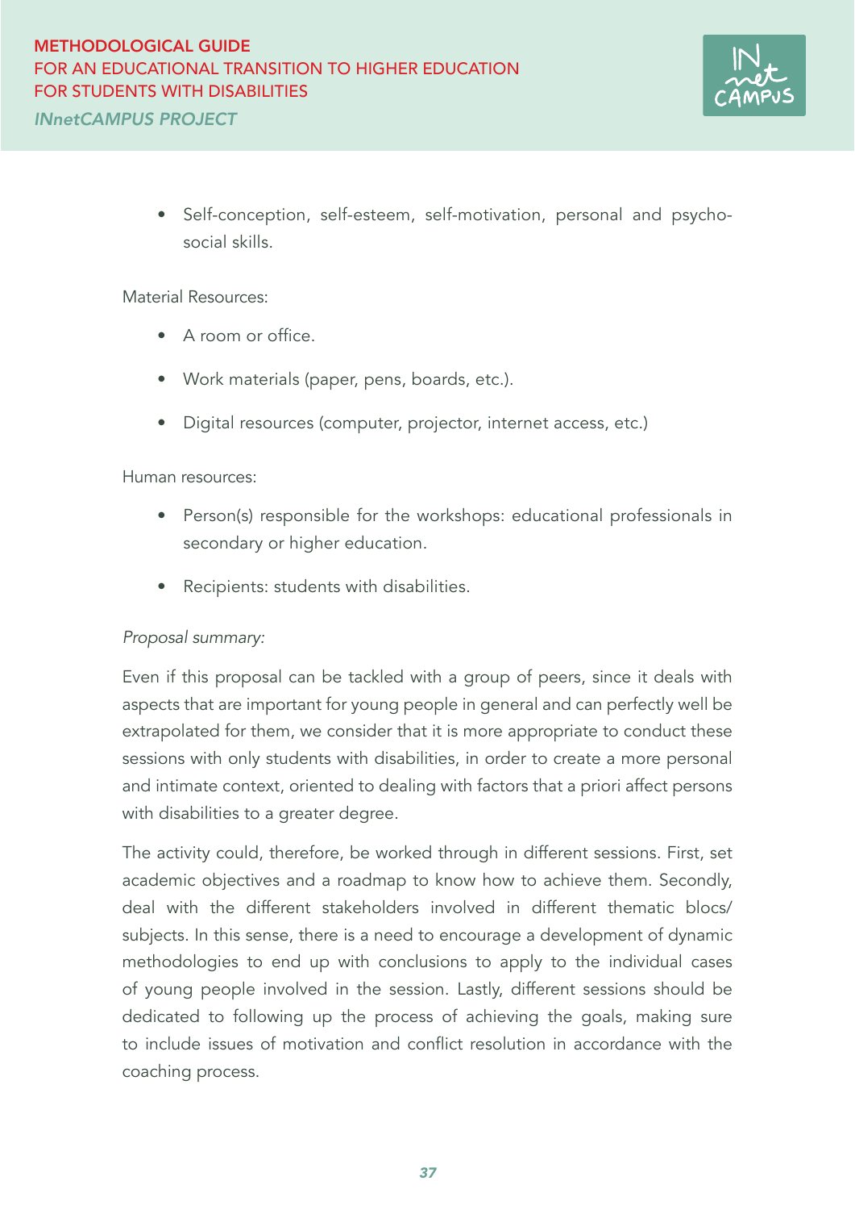- Self-conception, self-esteem, self-motivation, personal and psycho-social skills.

Material Resources:

- A room or office.
- Work materials (paper, pens, boards, etc.).
- Digital resources (computer, projector, internet access, etc.)

Human resources:

- Person(s) responsible for the workshops: educational professionals in secondary or higher education.
- Recipients: students with disabilities.

*Proposal summary:*

Even if this proposal can be tackled with a group of peers, since it deals with aspects that are important for young people in general and can perfectly well be extrapolated for them, we consider that it is more appropriate to conduct these sessions with only students with disabilities, in order to create a more personal and intimate context, oriented to dealing with factors that a priori affect persons with disabilities to a greater degree.

The activity could, therefore, be worked through in different sessions. First, set academic objectives and a roadmap to know how to achieve them. Secondly, deal with the different stakeholders involved in different thematic blocs/subjects. In this sense, there is a need to encourage a development of dynamic methodologies to end up with conclusions to apply to the individual cases of young people involved in the session. Lastly, different sessions should be dedicated to following up the process of achieving the goals, making sure to include issues of motivation and conflict resolution in accordance with the coaching process.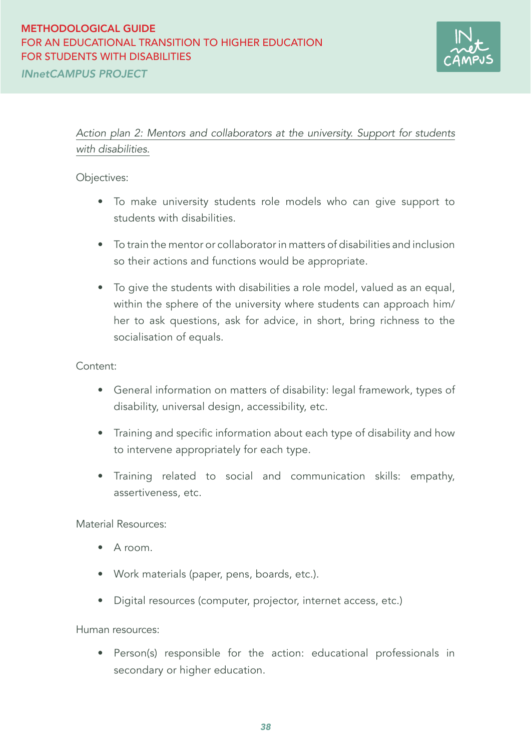*Action plan 2: Mentors and collaborators at the university. Support for students with disabilities.*

Objectives:

- To make university students role models who can give support to students with disabilities.
- To train the mentor or collaborator in matters of disabilities and inclusion so their actions and functions would be appropriate.
- To give the students with disabilities a role model, valued as an equal, within the sphere of the university where students can approach him/her to ask questions, ask for advice, in short, bring richness to the socialisation of equals.

Content:

- General information on matters of disability: legal framework, types of disability, universal design, accessibility, etc.
- Training and specific information about each type of disability and how to intervene appropriately for each type.
- Training related to social and communication skills: empathy, assertiveness, etc.

Material Resources:

- A room.
- Work materials (paper, pens, boards, etc.).
- Digital resources (computer, projector, internet access, etc.)

Human resources:

- Person(s) responsible for the action: educational professionals in secondary or higher education.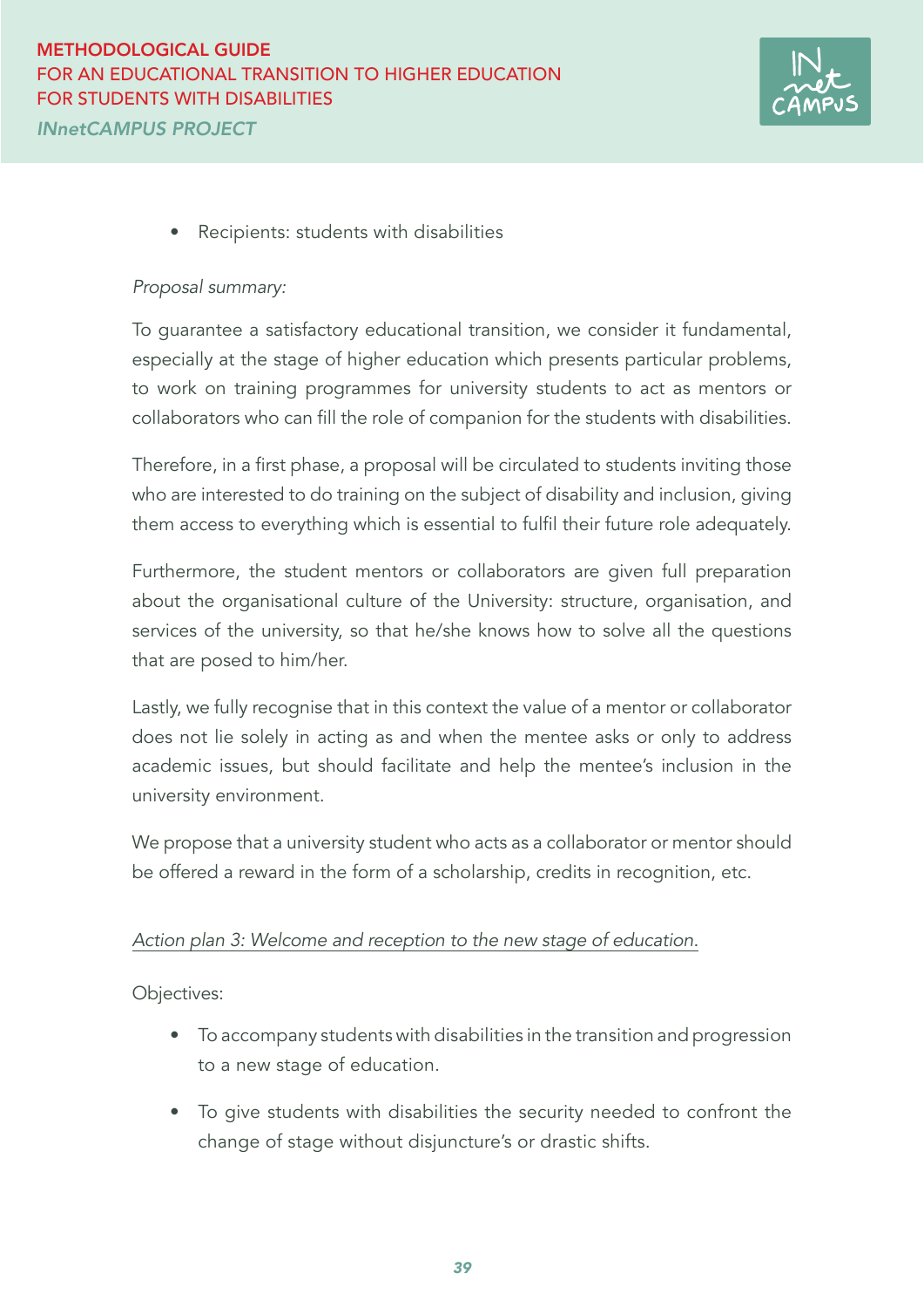- Recipients: students with disabilities

*Proposal summary:*

To guarantee a satisfactory educational transition, we consider it fundamental, especially at the stage of higher education which presents particular problems, to work on training programmes for university students to act as mentors or collaborators who can fill the role of companion for the students with disabilities.

Therefore, in a first phase, a proposal will be circulated to students inviting those who are interested to do training on the subject of disability and inclusion, giving them access to everything which is essential to fulfil their future role adequately.

Furthermore, the student mentors or collaborators are given full preparation about the organisational culture of the University: structure, organisation, and services of the university, so that he/she knows how to solve all the questions that are posed to him/her.

Lastly, we fully recognise that in this context the value of a mentor or collaborator does not lie solely in acting as and when the mentee asks or only to address academic issues, but should facilitate and help the mentee's inclusion in the university environment.

We propose that a university student who acts as a collaborator or mentor should be offered a reward in the form of a scholarship, credits in recognition, etc.

*Action plan 3: Welcome and reception to the new stage of education.*

Objectives:

- To accompany students with disabilities in the transition and progression to a new stage of education.
- To give students with disabilities the security needed to confront the change of stage without disjuncture's or drastic shifts.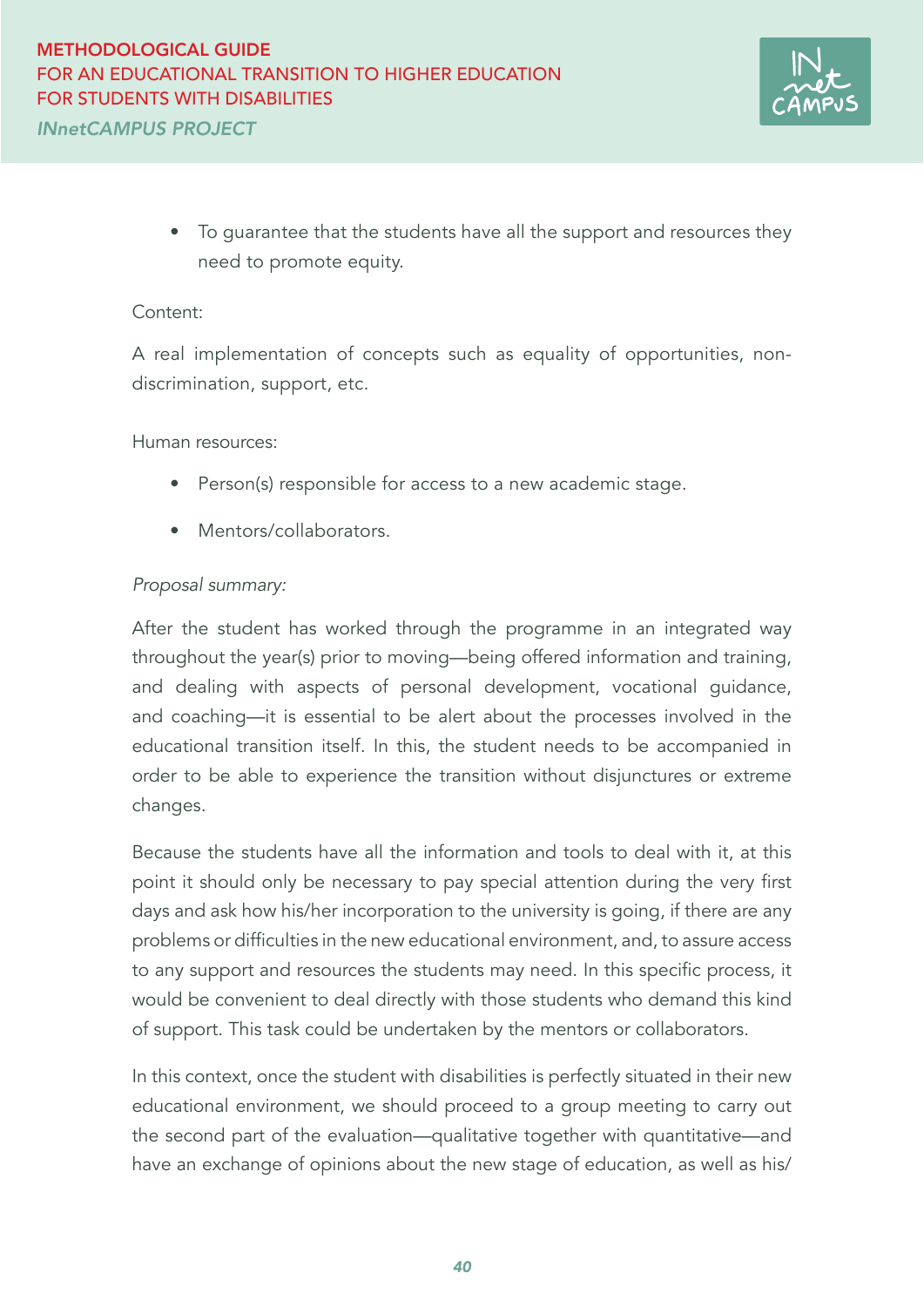- To guarantee that the students have all the support and resources they need to promote equity.

Content:

A real implementation of concepts such as equality of opportunities, non-discrimination, support, etc.

Human resources:

- Person(s) responsible for access to a new academic stage.
- Mentors/collaborators.

*Proposal summary:*

After the student has worked through the programme in an integrated way throughout the year(s) prior to moving—being offered information and training, and dealing with aspects of personal development, vocational guidance, and coaching—it is essential to be alert about the processes involved in the educational transition itself. In this, the student needs to be accompanied in order to be able to experience the transition without disjunctures or extreme changes.

Because the students have all the information and tools to deal with it, at this point it should only be necessary to pay special attention during the very first days and ask how his/her incorporation to the university is going, if there are any problems or difficulties in the new educational environment, and, to assure access to any support and resources the students may need. In this specific process, it would be convenient to deal directly with those students who demand this kind of support. This task could be undertaken by the mentors or collaborators.

In this context, once the student with disabilities is perfectly situated in their new educational environment, we should proceed to a group meeting to carry out the second part of the evaluation—qualitative together with quantitative—and have an exchange of opinions about the new stage of education, as well as his/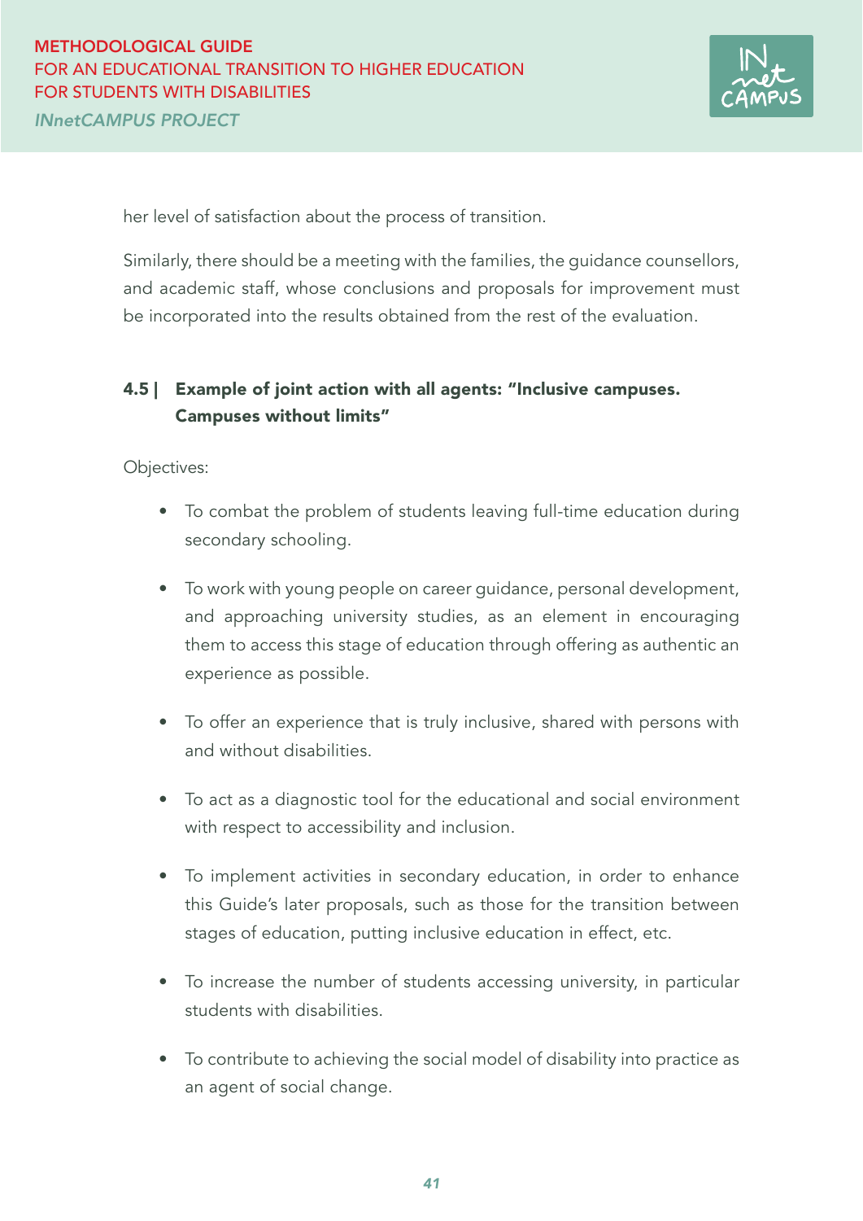her level of satisfaction about the process of transition.

Similarly, there should be a meeting with the families, the guidance counsellors, and academic staff, whose conclusions and proposals for improvement must be incorporated into the results obtained from the rest of the evaluation.

### 4.5 | Example of joint action with all agents: "Inclusive campuses. Campuses without limits"

Objectives:

- To combat the problem of students leaving full-time education during secondary schooling.
- To work with young people on career guidance, personal development, and approaching university studies, as an element in encouraging them to access this stage of education through offering as authentic an experience as possible.
- To offer an experience that is truly inclusive, shared with persons with and without disabilities.
- To act as a diagnostic tool for the educational and social environment with respect to accessibility and inclusion.
- To implement activities in secondary education, in order to enhance this Guide's later proposals, such as those for the transition between stages of education, putting inclusive education in effect, etc.
- To increase the number of students accessing university, in particular students with disabilities.
- To contribute to achieving the social model of disability into practice as an agent of social change.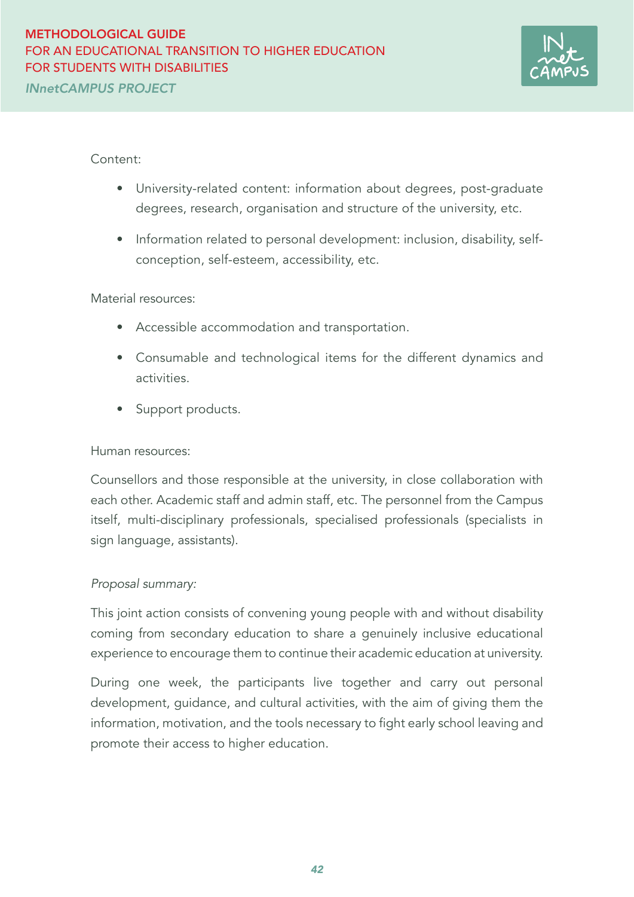Content:

- University-related content: information about degrees, post-graduate degrees, research, organisation and structure of the university, etc.
- Information related to personal development: inclusion, disability, self-conception, self-esteem, accessibility, etc.

Material resources:

- Accessible accommodation and transportation.
- Consumable and technological items for the different dynamics and activities.
- Support products.

Human resources:

Counsellors and those responsible at the university, in close collaboration with each other. Academic staff and admin staff, etc. The personnel from the Campus itself, multi-disciplinary professionals, specialised professionals (specialists in sign language, assistants).

*Proposal summary:*

This joint action consists of convening young people with and without disability coming from secondary education to share a genuinely inclusive educational experience to encourage them to continue their academic education at university.

During one week, the participants live together and carry out personal development, guidance, and cultural activities, with the aim of giving them the information, motivation, and the tools necessary to fight early school leaving and promote their access to higher education.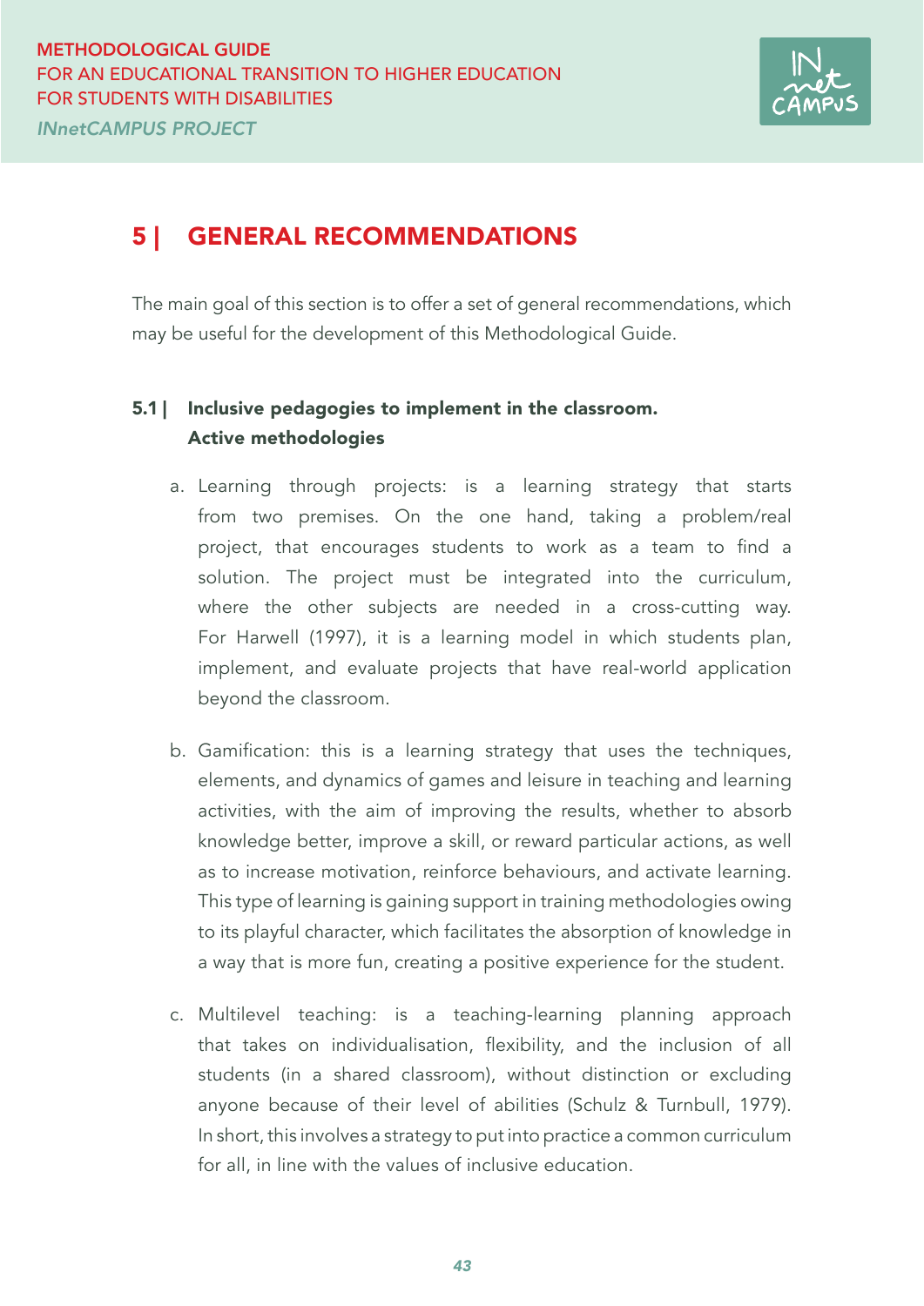## 5 | GENERAL RECOMMENDATIONS

The main goal of this section is to offer a set of general recommendations, which may be useful for the development of this Methodological Guide.

### 5.1 | Inclusive pedagogies to implement in the classroom. Active methodologies

a. Learning through projects: is a learning strategy that starts from two premises. On the one hand, taking a problem/real project, that encourages students to work as a team to find a solution. The project must be integrated into the curriculum, where the other subjects are needed in a cross-cutting way. For Harwell (1997), it is a learning model in which students plan, implement, and evaluate projects that have real-world application beyond the classroom.

b. Gamification: this is a learning strategy that uses the techniques, elements, and dynamics of games and leisure in teaching and learning activities, with the aim of improving the results, whether to absorb knowledge better, improve a skill, or reward particular actions, as well as to increase motivation, reinforce behaviours, and activate learning. This type of learning is gaining support in training methodologies owing to its playful character, which facilitates the absorption of knowledge in a way that is more fun, creating a positive experience for the student.

c. Multilevel teaching: is a teaching-learning planning approach that takes on individualisation, flexibility, and the inclusion of all students (in a shared classroom), without distinction or excluding anyone because of their level of abilities (Schulz & Turnbull, 1979). In short, this involves a strategy to put into practice a common curriculum for all, in line with the values of inclusive education.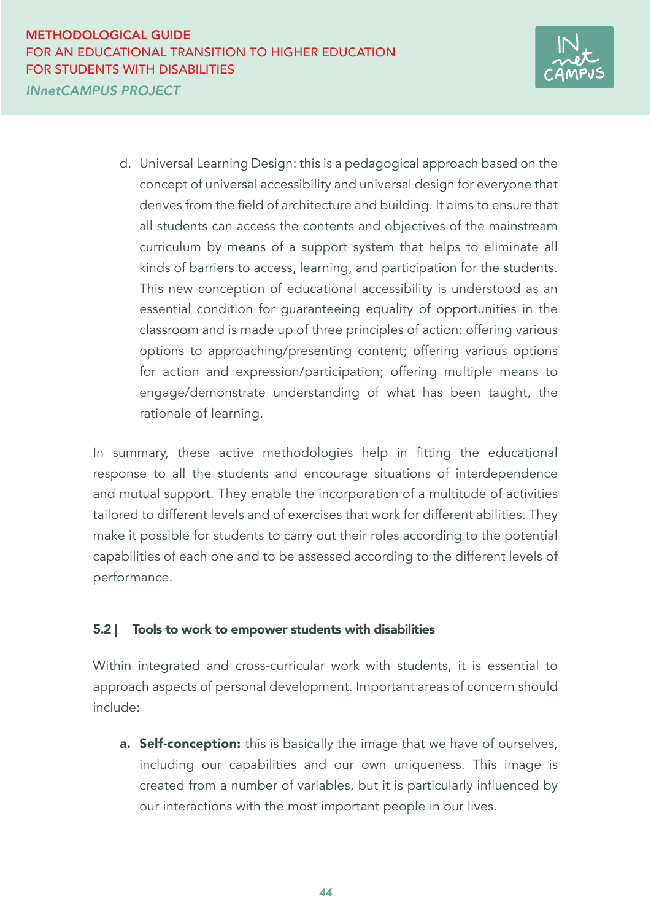d. Universal Learning Design: this is a pedagogical approach based on the concept of universal accessibility and universal design for everyone that derives from the field of architecture and building. It aims to ensure that all students can access the contents and objectives of the mainstream curriculum by means of a support system that helps to eliminate all kinds of barriers to access, learning, and participation for the students. This new conception of educational accessibility is understood as an essential condition for guaranteeing equality of opportunities in the classroom and is made up of three principles of action: offering various options to approaching/presenting content; offering various options for action and expression/participation; offering multiple means to engage/demonstrate understanding of what has been taught, the rationale of learning.

In summary, these active methodologies help in fitting the educational response to all the students and encourage situations of interdependence and mutual support. They enable the incorporation of a multitude of activities tailored to different levels and of exercises that work for different abilities. They make it possible for students to carry out their roles according to the potential capabilities of each one and to be assessed according to the different levels of performance.

### 5.2 | Tools to work to empower students with disabilities

Within integrated and cross-curricular work with students, it is essential to approach aspects of personal development. Important areas of concern should include:

a. **Self-conception:** this is basically the image that we have of ourselves, including our capabilities and our own uniqueness. This image is created from a number of variables, but it is particularly influenced by our interactions with the most important people in our lives.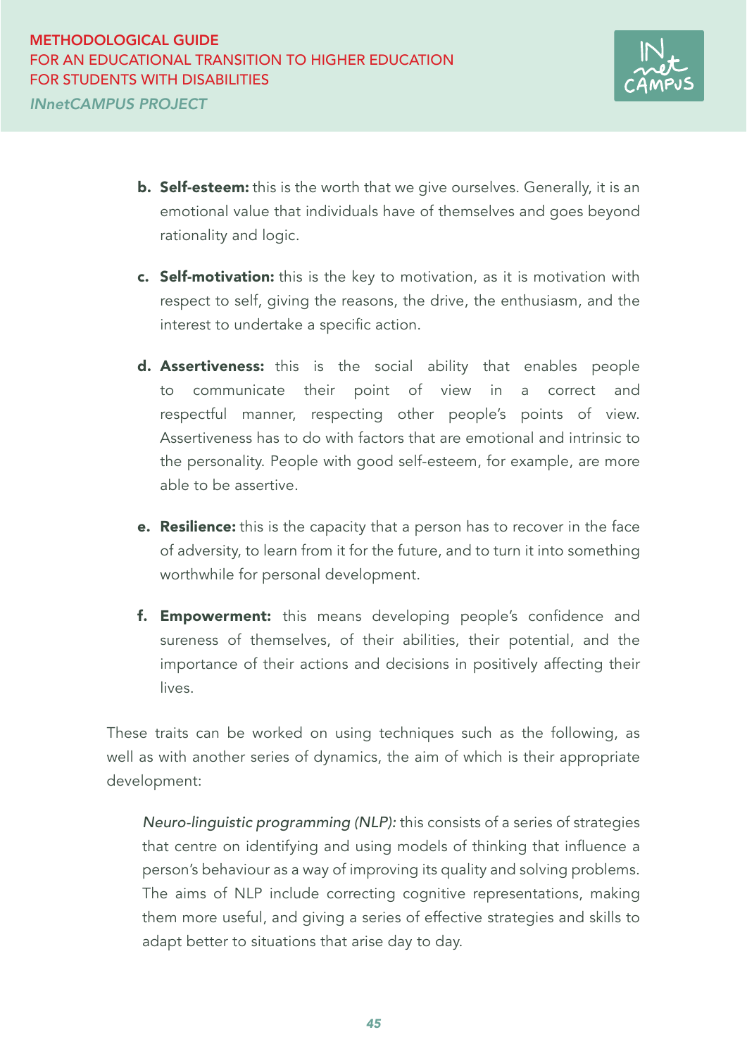b. **Self-esteem:** this is the worth that we give ourselves. Generally, it is an emotional value that individuals have of themselves and goes beyond rationality and logic.

c. **Self-motivation:** this is the key to motivation, as it is motivation with respect to self, giving the reasons, the drive, the enthusiasm, and the interest to undertake a specific action.

d. **Assertiveness:** this is the social ability that enables people to communicate their point of view in a correct and respectful manner, respecting other people's points of view. Assertiveness has to do with factors that are emotional and intrinsic to the personality. People with good self-esteem, for example, are more able to be assertive.

e. **Resilience:** this is the capacity that a person has to recover in the face of adversity, to learn from it for the future, and to turn it into something worthwhile for personal development.

f. **Empowerment:** this means developing people's confidence and sureness of themselves, of their abilities, their potential, and the importance of their actions and decisions in positively affecting their lives.

These traits can be worked on using techniques such as the following, as well as with another series of dynamics, the aim of which is their appropriate development:

> *Neuro-linguistic programming (NLP):* this consists of a series of strategies that centre on identifying and using models of thinking that influence a person's behaviour as a way of improving its quality and solving problems. The aims of NLP include correcting cognitive representations, making them more useful, and giving a series of effective strategies and skills to adapt better to situations that arise day to day.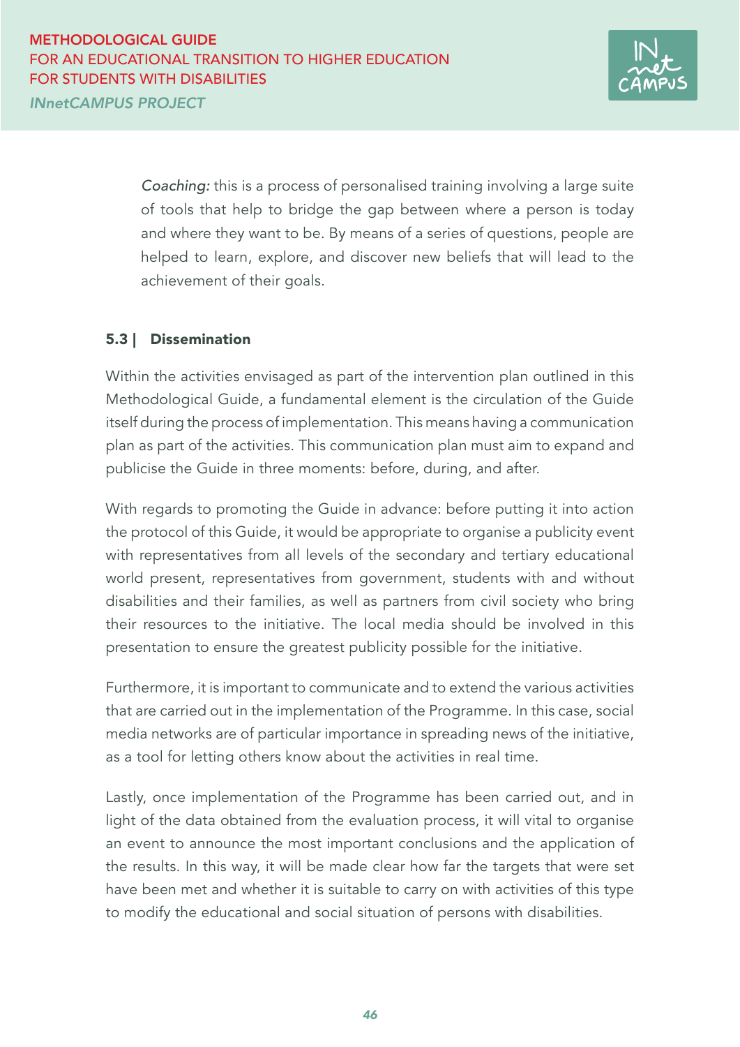*Coaching:* this is a process of personalised training involving a large suite of tools that help to bridge the gap between where a person is today and where they want to be. By means of a series of questions, people are helped to learn, explore, and discover new beliefs that will lead to the achievement of their goals.

### 5.3 | Dissemination

Within the activities envisaged as part of the intervention plan outlined in this Methodological Guide, a fundamental element is the circulation of the Guide itself during the process of implementation. This means having a communication plan as part of the activities. This communication plan must aim to expand and publicise the Guide in three moments: before, during, and after.

With regards to promoting the Guide in advance: before putting it into action the protocol of this Guide, it would be appropriate to organise a publicity event with representatives from all levels of the secondary and tertiary educational world present, representatives from government, students with and without disabilities and their families, as well as partners from civil society who bring their resources to the initiative. The local media should be involved in this presentation to ensure the greatest publicity possible for the initiative.

Furthermore, it is important to communicate and to extend the various activities that are carried out in the implementation of the Programme. In this case, social media networks are of particular importance in spreading news of the initiative, as a tool for letting others know about the activities in real time.

Lastly, once implementation of the Programme has been carried out, and in light of the data obtained from the evaluation process, it will vital to organise an event to announce the most important conclusions and the application of the results. In this way, it will be made clear how far the targets that were set have been met and whether it is suitable to carry on with activities of this type to modify the educational and social situation of persons with disabilities.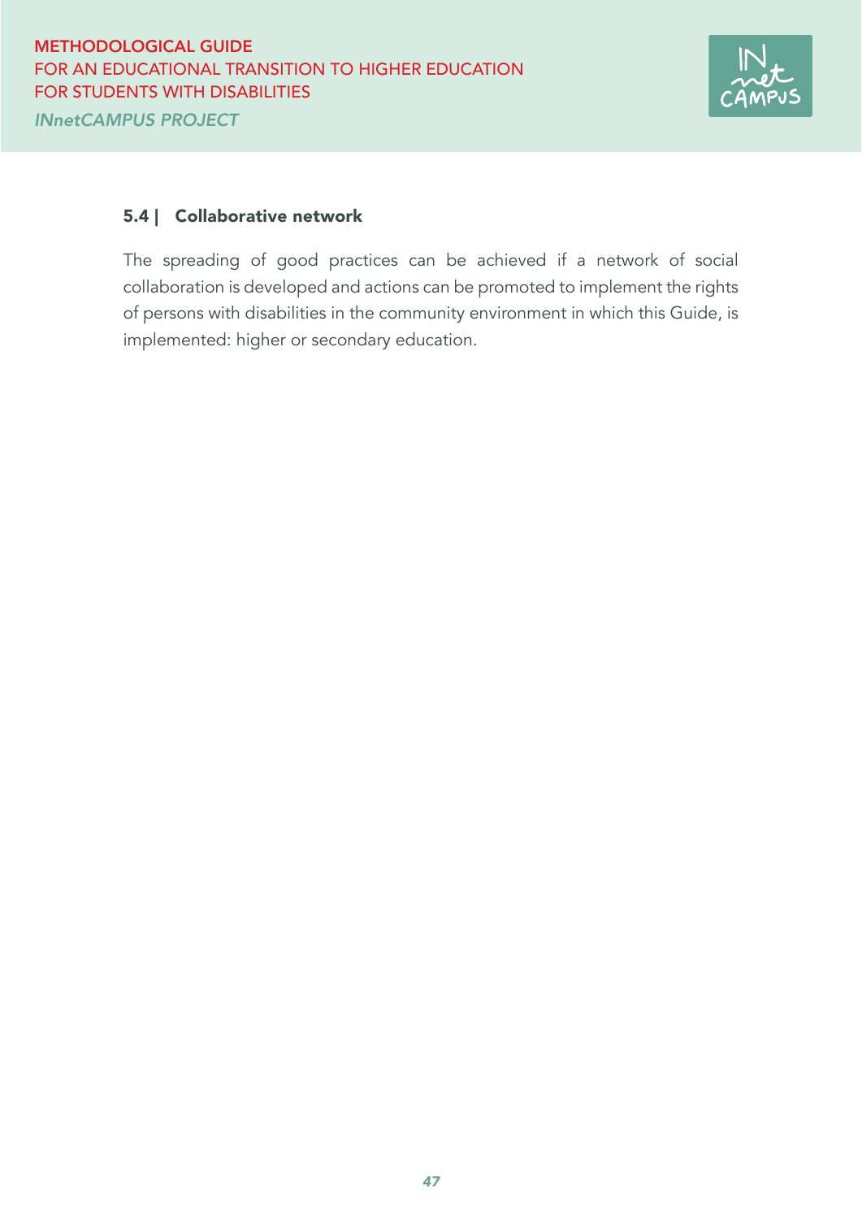### 5.4 | Collaborative network

The spreading of good practices can be achieved if a network of social collaboration is developed and actions can be promoted to implement the rights of persons with disabilities in the community environment in which this Guide, is implemented: higher or secondary education.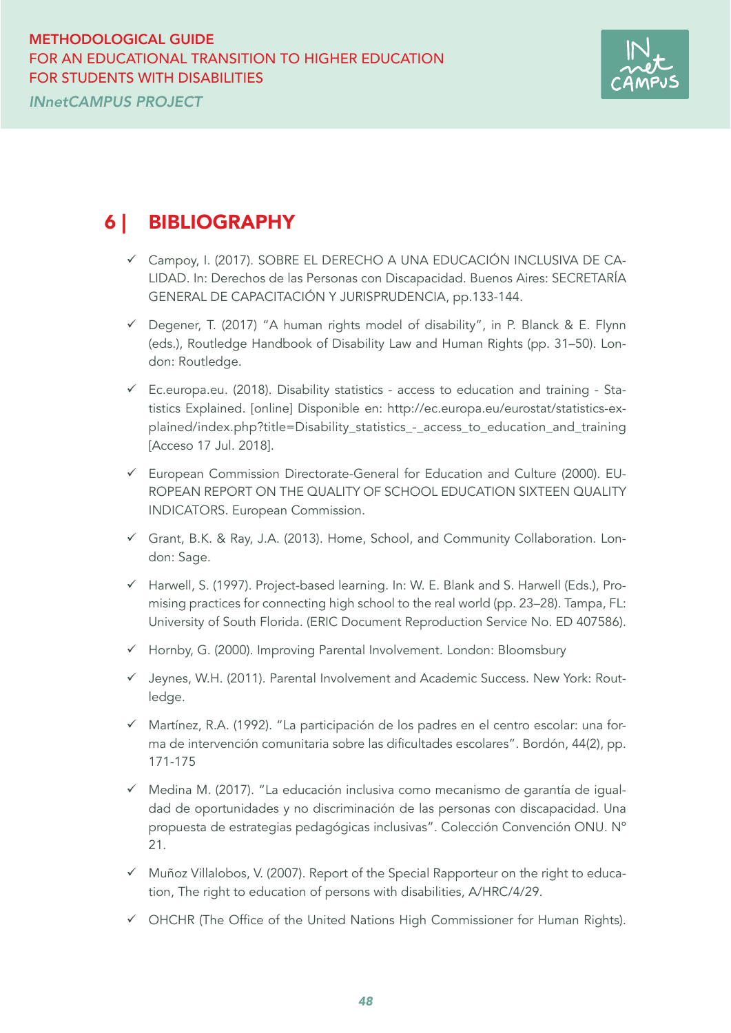## 6 | BIBLIOGRAPHY

- Campoy, I. (2017). SOBRE EL DERECHO A UNA EDUCACIÓN INCLUSIVA DE CALIDAD. In: Derechos de las Personas con Discapacidad. Buenos Aires: SECRETARÍA GENERAL DE CAPACITACIÓN Y JURISPRUDENCIA, pp.133-144.
- Degener, T. (2017) "A human rights model of disability", in P. Blanck & E. Flynn (eds.), Routledge Handbook of Disability Law and Human Rights (pp. 31–50). London: Routledge.
- Ec.europa.eu. (2018). Disability statistics - access to education and training - Statistics Explained. [online] Disponible en: http://ec.europa.eu/eurostat/statistics-explained/index.php?title=Disability_statistics_-_access_to_education_and_training [Acceso 17 Jul. 2018].
- European Commission Directorate-General for Education and Culture (2000). EUROPEAN REPORT ON THE QUALITY OF SCHOOL EDUCATION SIXTEEN QUALITY INDICATORS. European Commission.
- Grant, B.K. & Ray, J.A. (2013). Home, School, and Community Collaboration. London: Sage.
- Harwell, S. (1997). Project-based learning. In: W. E. Blank and S. Harwell (Eds.), Promising practices for connecting high school to the real world (pp. 23–28). Tampa, FL: University of South Florida. (ERIC Document Reproduction Service No. ED 407586).
- Hornby, G. (2000). Improving Parental Involvement. London: Bloomsbury
- Jeynes, W.H. (2011). Parental Involvement and Academic Success. New York: Routledge.
- Martínez, R.A. (1992). "La participación de los padres en el centro escolar: una forma de intervención comunitaria sobre las dificultades escolares". Bordón, 44(2), pp. 171-175
- Medina M. (2017). "La educación inclusiva como mecanismo de garantía de igualdad de oportunidades y no discriminación de las personas con discapacidad. Una propuesta de estrategias pedagógicas inclusivas". Colección Convención ONU. N° 21.
- Muñoz Villalobos, V. (2007). Report of the Special Rapporteur on the right to education, The right to education of persons with disabilities, A/HRC/4/29.
- OHCHR (The Office of the United Nations High Commissioner for Human Rights).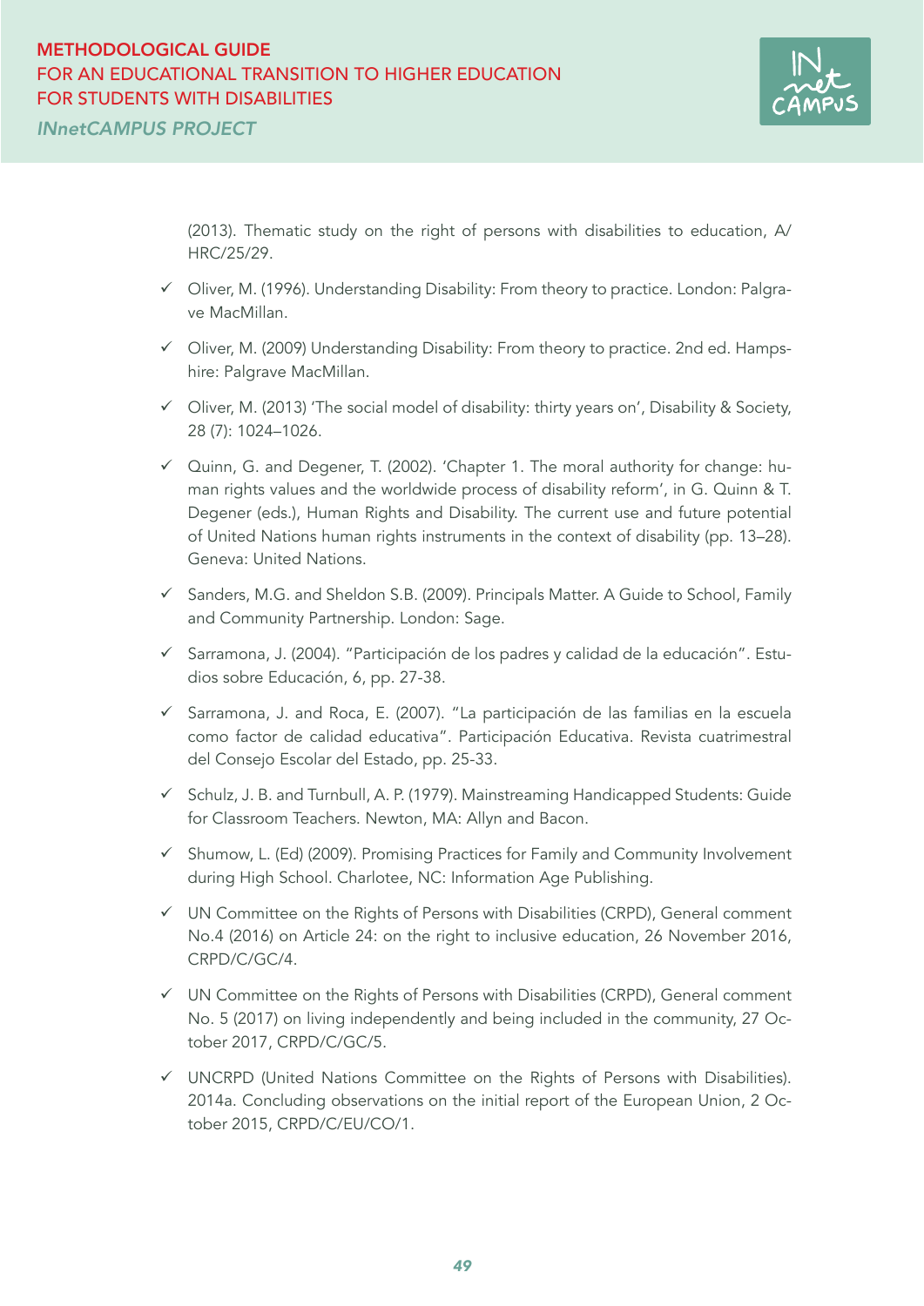(2013). Thematic study on the right of persons with disabilities to education, A/HRC/25/29.

- ✓ Oliver, M. (1996). Understanding Disability: From theory to practice. London: Palgrave MacMillan.
- ✓ Oliver, M. (2009) Understanding Disability: From theory to practice. 2nd ed. Hampshire: Palgrave MacMillan.
- ✓ Oliver, M. (2013) 'The social model of disability: thirty years on', Disability & Society, 28 (7): 1024–1026.
- ✓ Quinn, G. and Degener, T. (2002). 'Chapter 1. The moral authority for change: human rights values and the worldwide process of disability reform', in G. Quinn & T. Degener (eds.), Human Rights and Disability. The current use and future potential of United Nations human rights instruments in the context of disability (pp. 13–28). Geneva: United Nations.
- ✓ Sanders, M.G. and Sheldon S.B. (2009). Principals Matter. A Guide to School, Family and Community Partnership. London: Sage.
- ✓ Sarramona, J. (2004). "Participación de los padres y calidad de la educación". Estudios sobre Educación, 6, pp. 27-38.
- ✓ Sarramona, J. and Roca, E. (2007). "La participación de las familias en la escuela como factor de calidad educativa". Participación Educativa. Revista cuatrimestral del Consejo Escolar del Estado, pp. 25-33.
- ✓ Schulz, J. B. and Turnbull, A. P. (1979). Mainstreaming Handicapped Students: Guide for Classroom Teachers. Newton, MA: Allyn and Bacon.
- ✓ Shumow, L. (Ed) (2009). Promising Practices for Family and Community Involvement during High School. Charlotee, NC: Information Age Publishing.
- ✓ UN Committee on the Rights of Persons with Disabilities (CRPD), General comment No.4 (2016) on Article 24: on the right to inclusive education, 26 November 2016, CRPD/C/GC/4.
- ✓ UN Committee on the Rights of Persons with Disabilities (CRPD), General comment No. 5 (2017) on living independently and being included in the community, 27 October 2017, CRPD/C/GC/5.
- ✓ UNCRPD (United Nations Committee on the Rights of Persons with Disabilities). 2014a. Concluding observations on the initial report of the European Union, 2 October 2015, CRPD/C/EU/CO/1.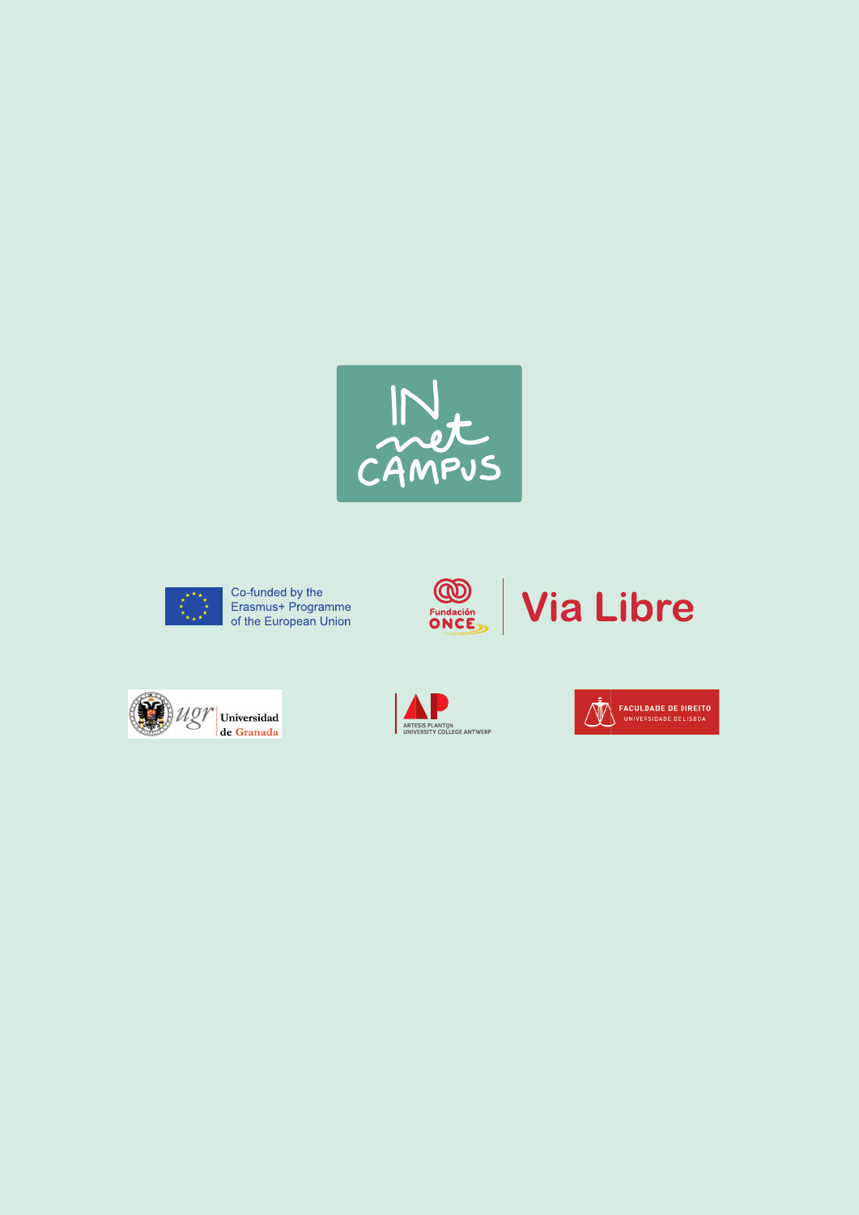IN net CAMPUS

Co-funded by the Erasmus+ Programme of the European Union

Fundación ONCE | Via Libre

ugr Universidad de Granada

AP ARTESIS PLANTIJN UNIVERSITY COLLEGE ANTWERP

FACULDADE DE DIREITO UNIVERSIDADE DE LISBOA